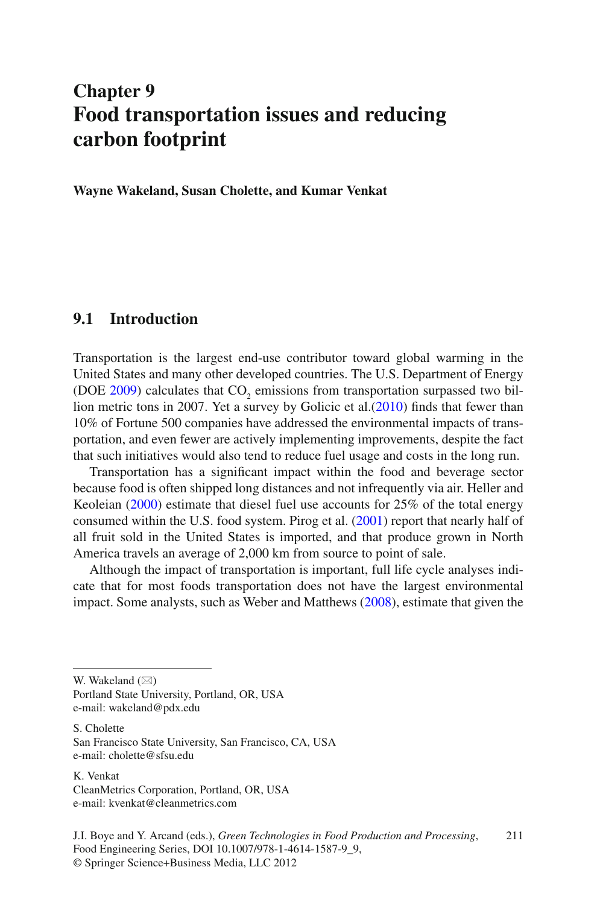# Chapter 9
# Food transportation issues and reducing carbon footprint

**Wayne Wakeland, Susan Cholette, and Kumar Venkat**

## 9.1 Introduction

Transportation is the largest end-use contributor toward global warming in the United States and many other developed countries. The U.S. Department of Energy (DOE 2009) calculates that $CO_2$ emissions from transportation surpassed two billion metric tons in 2007. Yet a survey by Golicic et al.(2010) finds that fewer than 10% of Fortune 500 companies have addressed the environmental impacts of transportation, and even fewer are actively implementing improvements, despite the fact that such initiatives would also tend to reduce fuel usage and costs in the long run.

Transportation has a significant impact within the food and beverage sector because food is often shipped long distances and not infrequently via air. Heller and Keoleian (2000) estimate that diesel fuel use accounts for 25% of the total energy consumed within the U.S. food system. Pirog et al. (2001) report that nearly half of all fruit sold in the United States is imported, and that produce grown in North America travels an average of 2,000 km from source to point of sale.

Although the impact of transportation is important, full life cycle analyses indicate that for most foods transportation does not have the largest environmental impact. Some analysts, such as Weber and Matthews (2008), estimate that given the

---

W. Wakeland (✉)
Portland State University, Portland, OR, USA
e-mail: wakeland@pdx.edu

S. Cholette
San Francisco State University, San Francisco, CA, USA
e-mail: cholette@sfsu.edu

K. Venkat
CleanMetrics Corporation, Portland, OR, USA
e-mail: kvenkat@cleanmetrics.com

J.I. Boye and Y. Arcand (eds.), *Green Technologies in Food Production and Processing*, Food Engineering Series, DOI 10.1007/978-1-4614-1587-9_9,
© Springer Science+Business Media, LLC 2012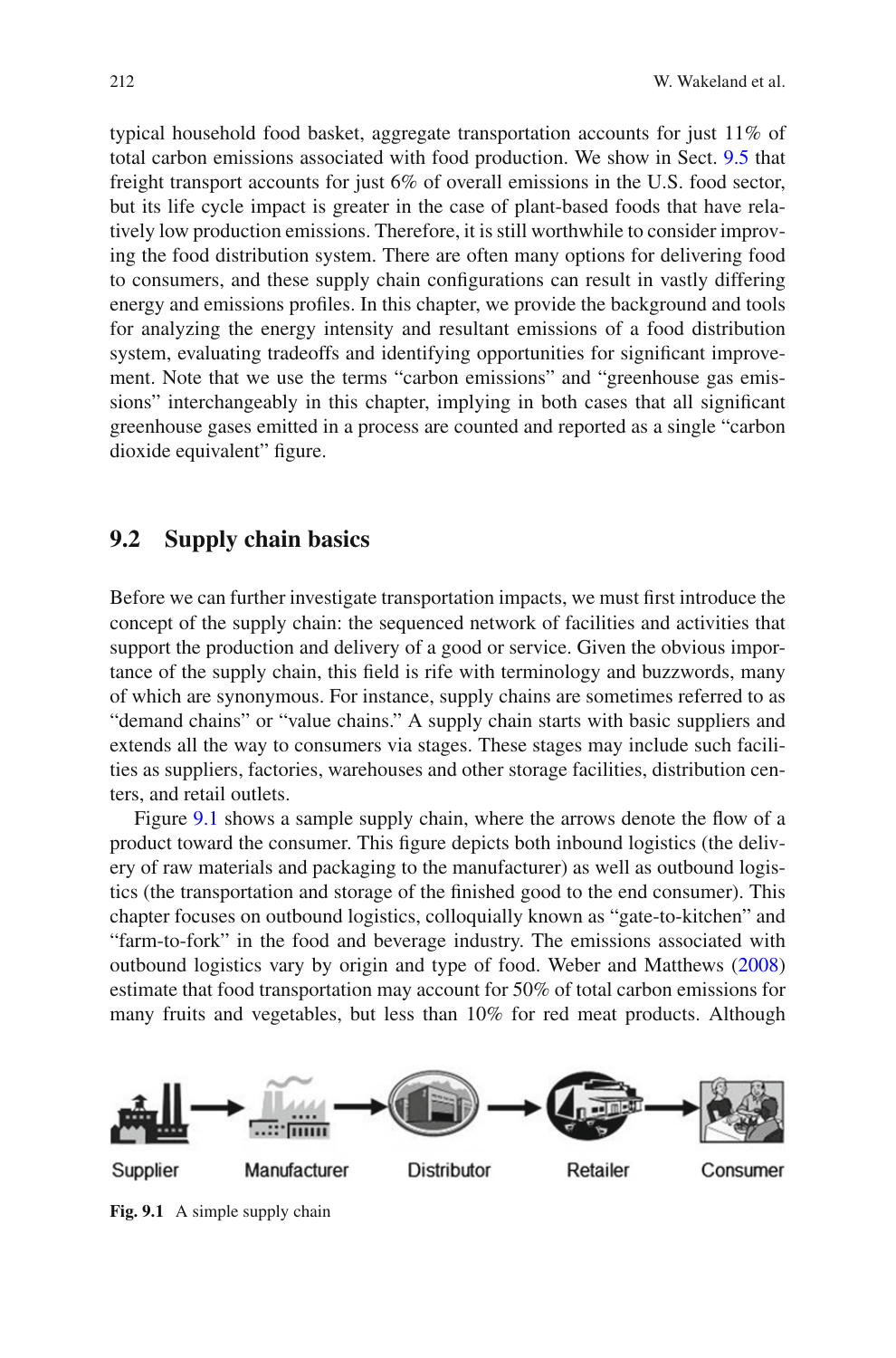typical household food basket, aggregate transportation accounts for just 11% of total carbon emissions associated with food production. We show in Sect. 9.5 that freight transport accounts for just 6% of overall emissions in the U.S. food sector, but its life cycle impact is greater in the case of plant-based foods that have relatively low production emissions. Therefore, it is still worthwhile to consider improving the food distribution system. There are often many options for delivering food to consumers, and these supply chain configurations can result in vastly differing energy and emissions profiles. In this chapter, we provide the background and tools for analyzing the energy intensity and resultant emissions of a food distribution system, evaluating tradeoffs and identifying opportunities for significant improvement. Note that we use the terms "carbon emissions" and "greenhouse gas emissions" interchangeably in this chapter, implying in both cases that all significant greenhouse gases emitted in a process are counted and reported as a single "carbon dioxide equivalent" figure.

## 9.2 Supply chain basics

Before we can further investigate transportation impacts, we must first introduce the concept of the supply chain: the sequenced network of facilities and activities that support the production and delivery of a good or service. Given the obvious importance of the supply chain, this field is rife with terminology and buzzwords, many of which are synonymous. For instance, supply chains are sometimes referred to as "demand chains" or "value chains." A supply chain starts with basic suppliers and extends all the way to consumers via stages. These stages may include such facilities as suppliers, factories, warehouses and other storage facilities, distribution centers, and retail outlets.

Figure 9.1 shows a sample supply chain, where the arrows denote the flow of a product toward the consumer. This figure depicts both inbound logistics (the delivery of raw materials and packaging to the manufacturer) as well as outbound logistics (the transportation and storage of the finished good to the end consumer). This chapter focuses on outbound logistics, colloquially known as "gate-to-kitchen" and "farm-to-fork" in the food and beverage industry. The emissions associated with outbound logistics vary by origin and type of food. Weber and Matthews (2008) estimate that food transportation may account for 50% of total carbon emissions for many fruits and vegetables, but less than 10% for red meat products. Although

Supplier → Manufacturer → Distributor → Retailer → Consumer

**Fig. 9.1** A simple supply chain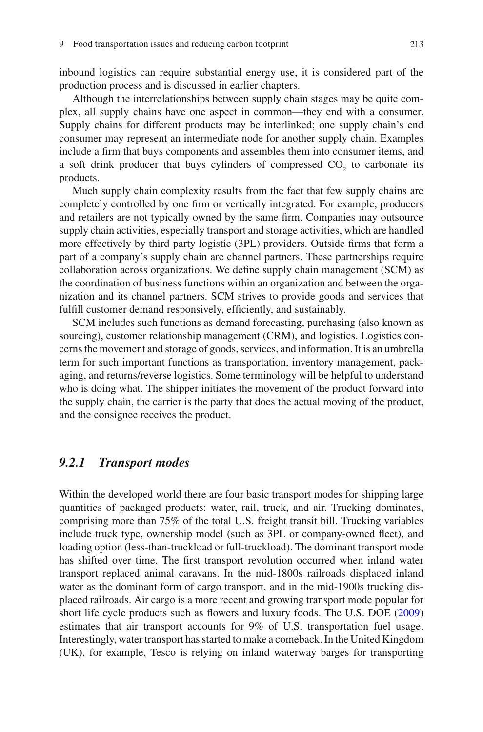inbound logistics can require substantial energy use, it is considered part of the production process and is discussed in earlier chapters.

Although the interrelationships between supply chain stages may be quite complex, all supply chains have one aspect in common—they end with a consumer. Supply chains for different products may be interlinked; one supply chain's end consumer may represent an intermediate node for another supply chain. Examples include a firm that buys components and assembles them into consumer items, and a soft drink producer that buys cylinders of compressed $CO_2$ to carbonate its products.

Much supply chain complexity results from the fact that few supply chains are completely controlled by one firm or vertically integrated. For example, producers and retailers are not typically owned by the same firm. Companies may outsource supply chain activities, especially transport and storage activities, which are handled more effectively by third party logistic (3PL) providers. Outside firms that form a part of a company's supply chain are channel partners. These partnerships require collaboration across organizations. We define supply chain management (SCM) as the coordination of business functions within an organization and between the organization and its channel partners. SCM strives to provide goods and services that fulfill customer demand responsively, efficiently, and sustainably.

SCM includes such functions as demand forecasting, purchasing (also known as sourcing), customer relationship management (CRM), and logistics. Logistics concerns the movement and storage of goods, services, and information. It is an umbrella term for such important functions as transportation, inventory management, packaging, and returns/reverse logistics. Some terminology will be helpful to understand who is doing what. The shipper initiates the movement of the product forward into the supply chain, the carrier is the party that does the actual moving of the product, and the consignee receives the product.

### *9.2.1 Transport modes*

Within the developed world there are four basic transport modes for shipping large quantities of packaged products: water, rail, truck, and air. Trucking dominates, comprising more than 75% of the total U.S. freight transit bill. Trucking variables include truck type, ownership model (such as 3PL or company-owned fleet), and loading option (less-than-truckload or full-truckload). The dominant transport mode has shifted over time. The first transport revolution occurred when inland water transport replaced animal caravans. In the mid-1800s railroads displaced inland water as the dominant form of cargo transport, and in the mid-1900s trucking displaced railroads. Air cargo is a more recent and growing transport mode popular for short life cycle products such as flowers and luxury foods. The U.S. DOE (2009) estimates that air transport accounts for 9% of U.S. transportation fuel usage. Interestingly, water transport has started to make a comeback. In the United Kingdom (UK), for example, Tesco is relying on inland waterway barges for transporting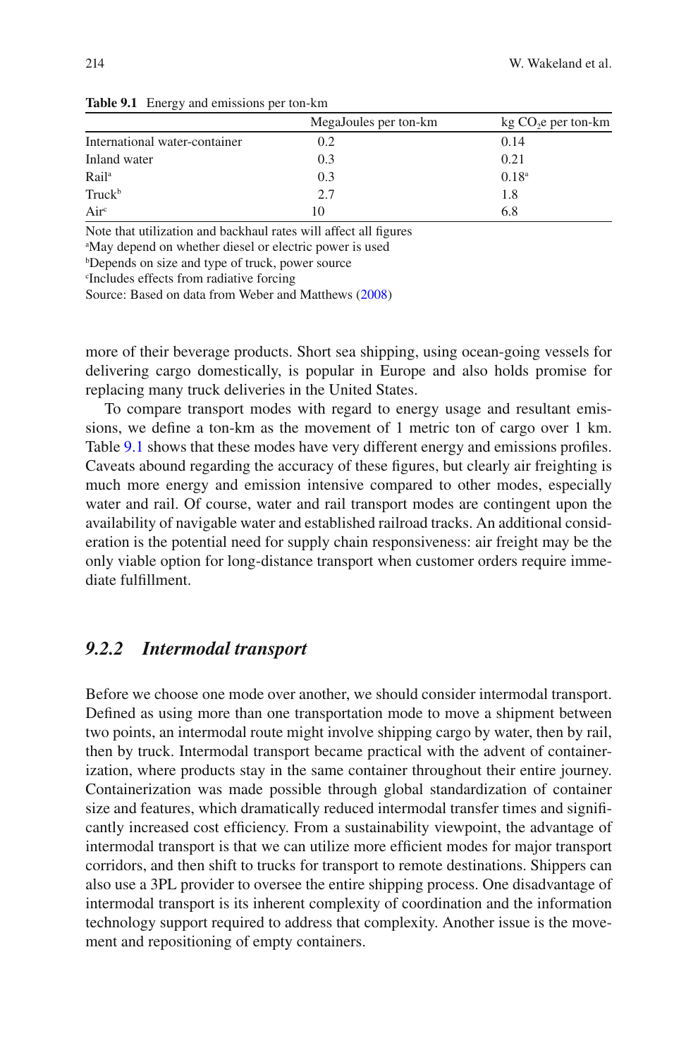**Table 9.1** Energy and emissions per ton-km

| | MegaJoules per ton-km | kg $CO_2$e per ton-km |
|---|---|---|
| International water-container | 0.2 | 0.14 |
| Inland water | 0.3 | 0.21 |
| Rail[a] | 0.3 | 0.18[a] |
| Truck[b] | 2.7 | 1.8 |
| Air[c] | 10 | 6.8 |

Note that utilization and backhaul rates will affect all figures

[a]May depend on whether diesel or electric power is used

[b]Depends on size and type of truck, power source

[c]Includes effects from radiative forcing

Source: Based on data from Weber and Matthews (2008)

more of their beverage products. Short sea shipping, using ocean-going vessels for delivering cargo domestically, is popular in Europe and also holds promise for replacing many truck deliveries in the United States.

To compare transport modes with regard to energy usage and resultant emissions, we define a ton-km as the movement of 1 metric ton of cargo over 1 km. Table 9.1 shows that these modes have very different energy and emissions profiles. Caveats abound regarding the accuracy of these figures, but clearly air freighting is much more energy and emission intensive compared to other modes, especially water and rail. Of course, water and rail transport modes are contingent upon the availability of navigable water and established railroad tracks. An additional consideration is the potential need for supply chain responsiveness: air freight may be the only viable option for long-distance transport when customer orders require immediate fulfillment.

### *9.2.2 Intermodal transport*

Before we choose one mode over another, we should consider intermodal transport. Defined as using more than one transportation mode to move a shipment between two points, an intermodal route might involve shipping cargo by water, then by rail, then by truck. Intermodal transport became practical with the advent of containerization, where products stay in the same container throughout their entire journey. Containerization was made possible through global standardization of container size and features, which dramatically reduced intermodal transfer times and significantly increased cost efficiency. From a sustainability viewpoint, the advantage of intermodal transport is that we can utilize more efficient modes for major transport corridors, and then shift to trucks for transport to remote destinations. Shippers can also use a 3PL provider to oversee the entire shipping process. One disadvantage of intermodal transport is its inherent complexity of coordination and the information technology support required to address that complexity. Another issue is the movement and repositioning of empty containers.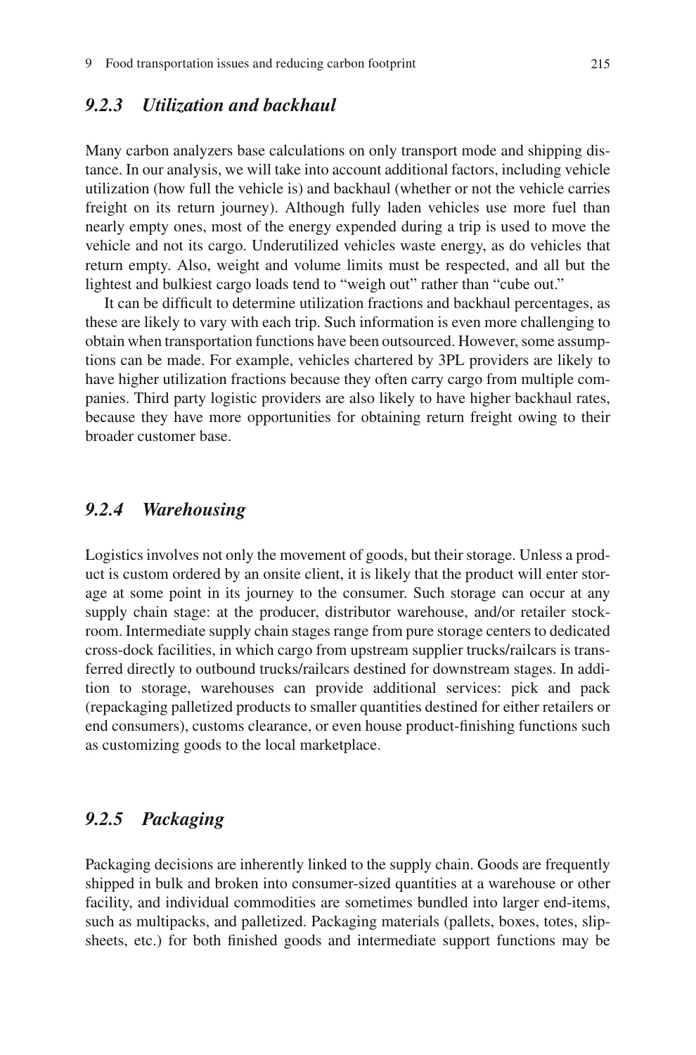### *9.2.3 Utilization and backhaul*

Many carbon analyzers base calculations on only transport mode and shipping distance. In our analysis, we will take into account additional factors, including vehicle utilization (how full the vehicle is) and backhaul (whether or not the vehicle carries freight on its return journey). Although fully laden vehicles use more fuel than nearly empty ones, most of the energy expended during a trip is used to move the vehicle and not its cargo. Underutilized vehicles waste energy, as do vehicles that return empty. Also, weight and volume limits must be respected, and all but the lightest and bulkiest cargo loads tend to "weigh out" rather than "cube out."

It can be difficult to determine utilization fractions and backhaul percentages, as these are likely to vary with each trip. Such information is even more challenging to obtain when transportation functions have been outsourced. However, some assumptions can be made. For example, vehicles chartered by 3PL providers are likely to have higher utilization fractions because they often carry cargo from multiple companies. Third party logistic providers are also likely to have higher backhaul rates, because they have more opportunities for obtaining return freight owing to their broader customer base.

### *9.2.4 Warehousing*

Logistics involves not only the movement of goods, but their storage. Unless a product is custom ordered by an onsite client, it is likely that the product will enter storage at some point in its journey to the consumer. Such storage can occur at any supply chain stage: at the producer, distributor warehouse, and/or retailer stockroom. Intermediate supply chain stages range from pure storage centers to dedicated cross-dock facilities, in which cargo from upstream supplier trucks/railcars is transferred directly to outbound trucks/railcars destined for downstream stages. In addition to storage, warehouses can provide additional services: pick and pack (repackaging palletized products to smaller quantities destined for either retailers or end consumers), customs clearance, or even house product-finishing functions such as customizing goods to the local marketplace.

### *9.2.5 Packaging*

Packaging decisions are inherently linked to the supply chain. Goods are frequently shipped in bulk and broken into consumer-sized quantities at a warehouse or other facility, and individual commodities are sometimes bundled into larger end-items, such as multipacks, and palletized. Packaging materials (pallets, boxes, totes, slipsheets, etc.) for both finished goods and intermediate support functions may be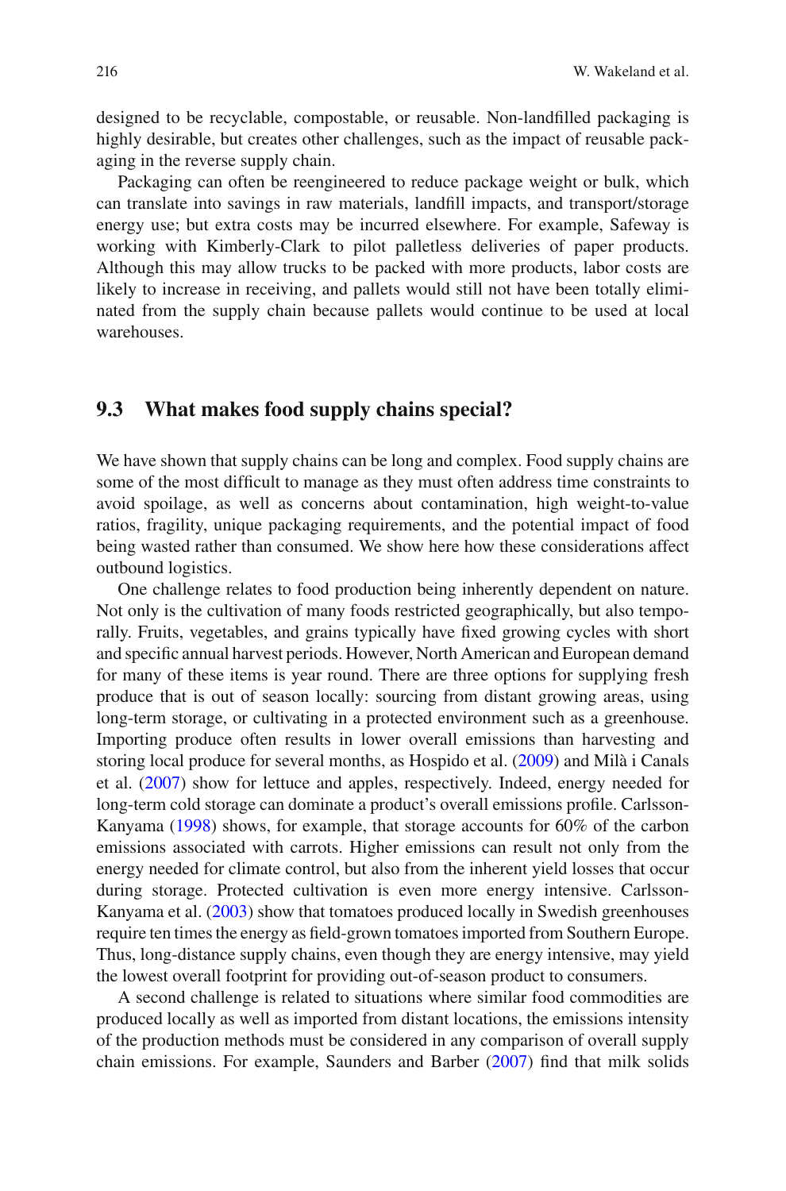designed to be recyclable, compostable, or reusable. Non-landfilled packaging is highly desirable, but creates other challenges, such as the impact of reusable packaging in the reverse supply chain.

Packaging can often be reengineered to reduce package weight or bulk, which can translate into savings in raw materials, landfill impacts, and transport/storage energy use; but extra costs may be incurred elsewhere. For example, Safeway is working with Kimberly-Clark to pilot palletless deliveries of paper products. Although this may allow trucks to be packed with more products, labor costs are likely to increase in receiving, and pallets would still not have been totally eliminated from the supply chain because pallets would continue to be used at local warehouses.

## 9.3 What makes food supply chains special?

We have shown that supply chains can be long and complex. Food supply chains are some of the most difficult to manage as they must often address time constraints to avoid spoilage, as well as concerns about contamination, high weight-to-value ratios, fragility, unique packaging requirements, and the potential impact of food being wasted rather than consumed. We show here how these considerations affect outbound logistics.

One challenge relates to food production being inherently dependent on nature. Not only is the cultivation of many foods restricted geographically, but also temporally. Fruits, vegetables, and grains typically have fixed growing cycles with short and specific annual harvest periods. However, North American and European demand for many of these items is year round. There are three options for supplying fresh produce that is out of season locally: sourcing from distant growing areas, using long-term storage, or cultivating in a protected environment such as a greenhouse. Importing produce often results in lower overall emissions than harvesting and storing local produce for several months, as Hospido et al. (2009) and Milà i Canals et al. (2007) show for lettuce and apples, respectively. Indeed, energy needed for long-term cold storage can dominate a product's overall emissions profile. Carlsson-Kanyama (1998) shows, for example, that storage accounts for 60% of the carbon emissions associated with carrots. Higher emissions can result not only from the energy needed for climate control, but also from the inherent yield losses that occur during storage. Protected cultivation is even more energy intensive. Carlsson-Kanyama et al. (2003) show that tomatoes produced locally in Swedish greenhouses require ten times the energy as field-grown tomatoes imported from Southern Europe. Thus, long-distance supply chains, even though they are energy intensive, may yield the lowest overall footprint for providing out-of-season product to consumers.

A second challenge is related to situations where similar food commodities are produced locally as well as imported from distant locations, the emissions intensity of the production methods must be considered in any comparison of overall supply chain emissions. For example, Saunders and Barber (2007) find that milk solids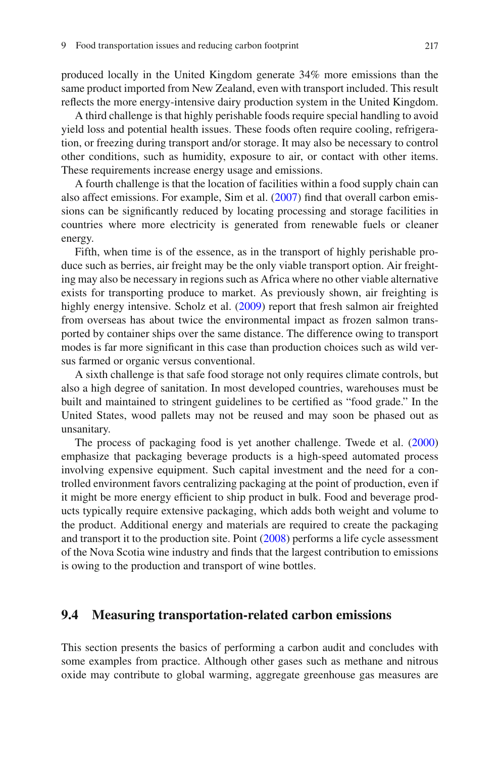produced locally in the United Kingdom generate 34% more emissions than the same product imported from New Zealand, even with transport included. This result reflects the more energy-intensive dairy production system in the United Kingdom.

A third challenge is that highly perishable foods require special handling to avoid yield loss and potential health issues. These foods often require cooling, refrigeration, or freezing during transport and/or storage. It may also be necessary to control other conditions, such as humidity, exposure to air, or contact with other items. These requirements increase energy usage and emissions.

A fourth challenge is that the location of facilities within a food supply chain can also affect emissions. For example, Sim et al. (2007) find that overall carbon emissions can be significantly reduced by locating processing and storage facilities in countries where more electricity is generated from renewable fuels or cleaner energy.

Fifth, when time is of the essence, as in the transport of highly perishable produce such as berries, air freight may be the only viable transport option. Air freighting may also be necessary in regions such as Africa where no other viable alternative exists for transporting produce to market. As previously shown, air freighting is highly energy intensive. Scholz et al. (2009) report that fresh salmon air freighted from overseas has about twice the environmental impact as frozen salmon transported by container ships over the same distance. The difference owing to transport modes is far more significant in this case than production choices such as wild versus farmed or organic versus conventional.

A sixth challenge is that safe food storage not only requires climate controls, but also a high degree of sanitation. In most developed countries, warehouses must be built and maintained to stringent guidelines to be certified as "food grade." In the United States, wood pallets may not be reused and may soon be phased out as unsanitary.

The process of packaging food is yet another challenge. Twede et al. (2000) emphasize that packaging beverage products is a high-speed automated process involving expensive equipment. Such capital investment and the need for a controlled environment favors centralizing packaging at the point of production, even if it might be more energy efficient to ship product in bulk. Food and beverage products typically require extensive packaging, which adds both weight and volume to the product. Additional energy and materials are required to create the packaging and transport it to the production site. Point (2008) performs a life cycle assessment of the Nova Scotia wine industry and finds that the largest contribution to emissions is owing to the production and transport of wine bottles.

## 9.4 Measuring transportation-related carbon emissions

This section presents the basics of performing a carbon audit and concludes with some examples from practice. Although other gases such as methane and nitrous oxide may contribute to global warming, aggregate greenhouse gas measures are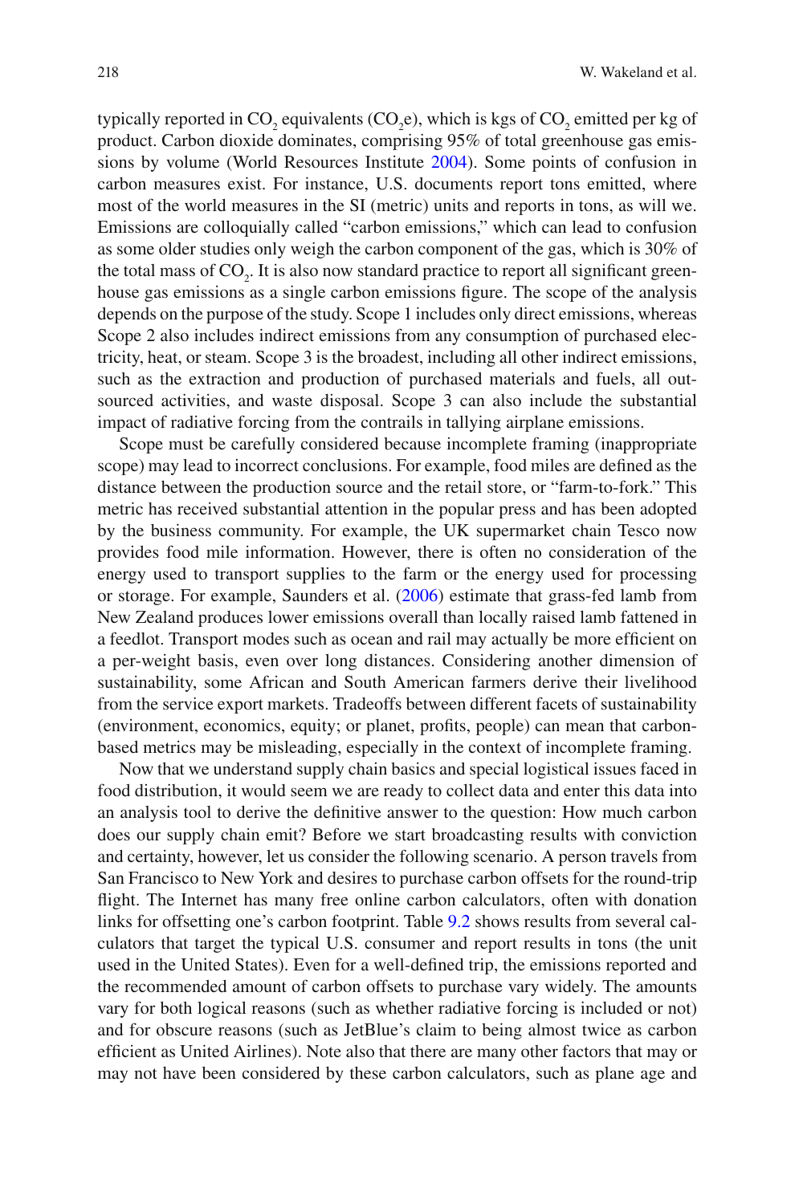typically reported in $CO_2$ equivalents ($CO_2e$), which is kgs of $CO_2$ emitted per kg of product. Carbon dioxide dominates, comprising 95% of total greenhouse gas emissions by volume (World Resources Institute 2004). Some points of confusion in carbon measures exist. For instance, U.S. documents report tons emitted, where most of the world measures in the SI (metric) units and reports in tons, as will we. Emissions are colloquially called "carbon emissions," which can lead to confusion as some older studies only weigh the carbon component of the gas, which is 30% of the total mass of $CO_2$. It is also now standard practice to report all significant greenhouse gas emissions as a single carbon emissions figure. The scope of the analysis depends on the purpose of the study. Scope 1 includes only direct emissions, whereas Scope 2 also includes indirect emissions from any consumption of purchased electricity, heat, or steam. Scope 3 is the broadest, including all other indirect emissions, such as the extraction and production of purchased materials and fuels, all outsourced activities, and waste disposal. Scope 3 can also include the substantial impact of radiative forcing from the contrails in tallying airplane emissions.

Scope must be carefully considered because incomplete framing (inappropriate scope) may lead to incorrect conclusions. For example, food miles are defined as the distance between the production source and the retail store, or "farm-to-fork." This metric has received substantial attention in the popular press and has been adopted by the business community. For example, the UK supermarket chain Tesco now provides food mile information. However, there is often no consideration of the energy used to transport supplies to the farm or the energy used for processing or storage. For example, Saunders et al. (2006) estimate that grass-fed lamb from New Zealand produces lower emissions overall than locally raised lamb fattened in a feedlot. Transport modes such as ocean and rail may actually be more efficient on a per-weight basis, even over long distances. Considering another dimension of sustainability, some African and South American farmers derive their livelihood from the service export markets. Tradeoffs between different facets of sustainability (environment, economics, equity; or planet, profits, people) can mean that carbon-based metrics may be misleading, especially in the context of incomplete framing.

Now that we understand supply chain basics and special logistical issues faced in food distribution, it would seem we are ready to collect data and enter this data into an analysis tool to derive the definitive answer to the question: How much carbon does our supply chain emit? Before we start broadcasting results with conviction and certainty, however, let us consider the following scenario. A person travels from San Francisco to New York and desires to purchase carbon offsets for the round-trip flight. The Internet has many free online carbon calculators, often with donation links for offsetting one's carbon footprint. Table 9.2 shows results from several calculators that target the typical U.S. consumer and report results in tons (the unit used in the United States). Even for a well-defined trip, the emissions reported and the recommended amount of carbon offsets to purchase vary widely. The amounts vary for both logical reasons (such as whether radiative forcing is included or not) and for obscure reasons (such as JetBlue's claim to being almost twice as carbon efficient as United Airlines). Note also that there are many other factors that may or may not have been considered by these carbon calculators, such as plane age and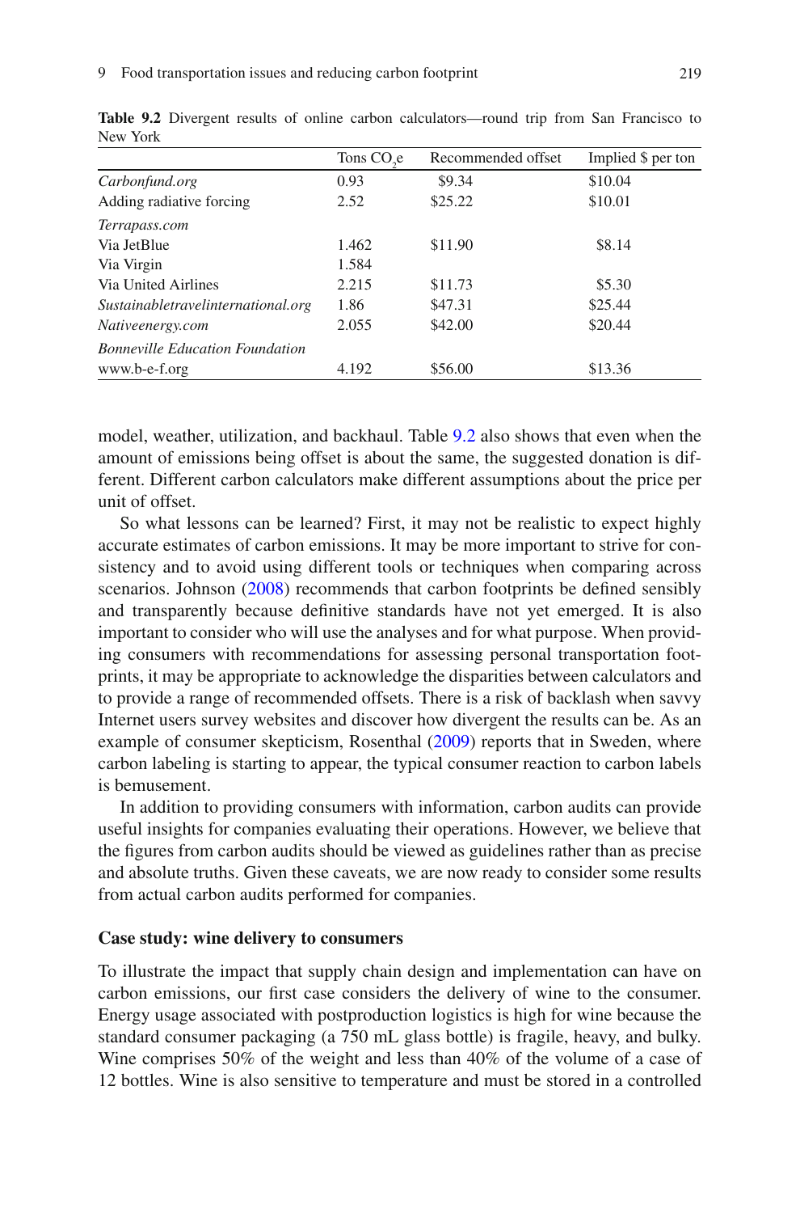**Table 9.2** Divergent results of online carbon calculators—round trip from San Francisco to New York

| | Tons $CO_2e$ | Recommended offset | Implied $ per ton |
|---|---|---|---|
| *Carbonfund.org* | 0.93 | $9.34 | $10.04 |
| Adding radiative forcing | 2.52 | $25.22 | $10.01 |
| *Terrapass.com* | | | |
| Via JetBlue | 1.462 | $11.90 | $8.14 |
| Via Virgin | 1.584 | | |
| Via United Airlines | 2.215 | $11.73 | $5.30 |
| *Sustainabletravelinternational.org* | 1.86 | $47.31 | $25.44 |
| *Nativeenergy.com* | 2.055 | $42.00 | $20.44 |
| *Bonneville Education Foundation* | | | |
| www.b-e-f.org | 4.192 | $56.00 | $13.36 |

model, weather, utilization, and backhaul. Table 9.2 also shows that even when the amount of emissions being offset is about the same, the suggested donation is different. Different carbon calculators make different assumptions about the price per unit of offset.

So what lessons can be learned? First, it may not be realistic to expect highly accurate estimates of carbon emissions. It may be more important to strive for consistency and to avoid using different tools or techniques when comparing across scenarios. Johnson (2008) recommends that carbon footprints be defined sensibly and transparently because definitive standards have not yet emerged. It is also important to consider who will use the analyses and for what purpose. When providing consumers with recommendations for assessing personal transportation footprints, it may be appropriate to acknowledge the disparities between calculators and to provide a range of recommended offsets. There is a risk of backlash when savvy Internet users survey websites and discover how divergent the results can be. As an example of consumer skepticism, Rosenthal (2009) reports that in Sweden, where carbon labeling is starting to appear, the typical consumer reaction to carbon labels is bemusement.

In addition to providing consumers with information, carbon audits can provide useful insights for companies evaluating their operations. However, we believe that the figures from carbon audits should be viewed as guidelines rather than as precise and absolute truths. Given these caveats, we are now ready to consider some results from actual carbon audits performed for companies.

**Case study: wine delivery to consumers**

To illustrate the impact that supply chain design and implementation can have on carbon emissions, our first case considers the delivery of wine to the consumer. Energy usage associated with postproduction logistics is high for wine because the standard consumer packaging (a 750 mL glass bottle) is fragile, heavy, and bulky. Wine comprises 50% of the weight and less than 40% of the volume of a case of 12 bottles. Wine is also sensitive to temperature and must be stored in a controlled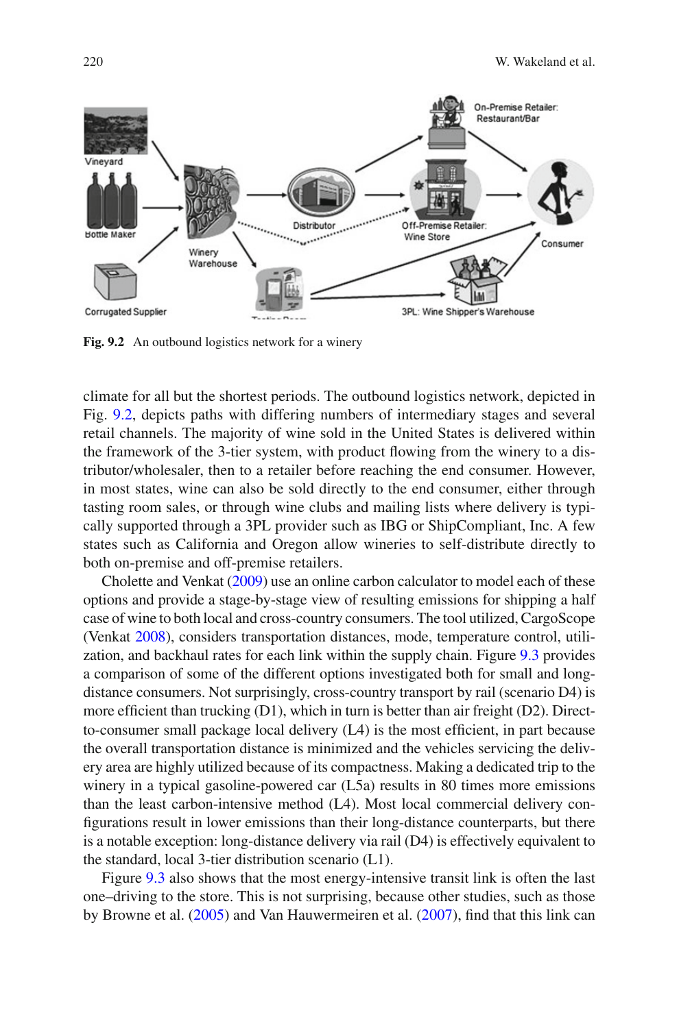Fig. 9.2 An outbound logistics network for a winery

climate for all but the shortest periods. The outbound logistics network, depicted in Fig. 9.2, depicts paths with differing numbers of intermediary stages and several retail channels. The majority of wine sold in the United States is delivered within the framework of the 3-tier system, with product flowing from the winery to a distributor/wholesaler, then to a retailer before reaching the end consumer. However, in most states, wine can also be sold directly to the end consumer, either through tasting room sales, or through wine clubs and mailing lists where delivery is typically supported through a 3PL provider such as IBG or ShipCompliant, Inc. A few states such as California and Oregon allow wineries to self-distribute directly to both on-premise and off-premise retailers.

Cholette and Venkat (2009) use an online carbon calculator to model each of these options and provide a stage-by-stage view of resulting emissions for shipping a half case of wine to both local and cross-country consumers. The tool utilized, CargoScope (Venkat 2008), considers transportation distances, mode, temperature control, utilization, and backhaul rates for each link within the supply chain. Figure 9.3 provides a comparison of some of the different options investigated both for small and long-distance consumers. Not surprisingly, cross-country transport by rail (scenario D4) is more efficient than trucking (D1), which in turn is better than air freight (D2). Direct-to-consumer small package local delivery (L4) is the most efficient, in part because the overall transportation distance is minimized and the vehicles servicing the delivery area are highly utilized because of its compactness. Making a dedicated trip to the winery in a typical gasoline-powered car (L5a) results in 80 times more emissions than the least carbon-intensive method (L4). Most local commercial delivery configurations result in lower emissions than their long-distance counterparts, but there is a notable exception: long-distance delivery via rail (D4) is effectively equivalent to the standard, local 3-tier distribution scenario (L1).

Figure 9.3 also shows that the most energy-intensive transit link is often the last one–driving to the store. This is not surprising, because other studies, such as those by Browne et al. (2005) and Van Hauwermeiren et al. (2007), find that this link can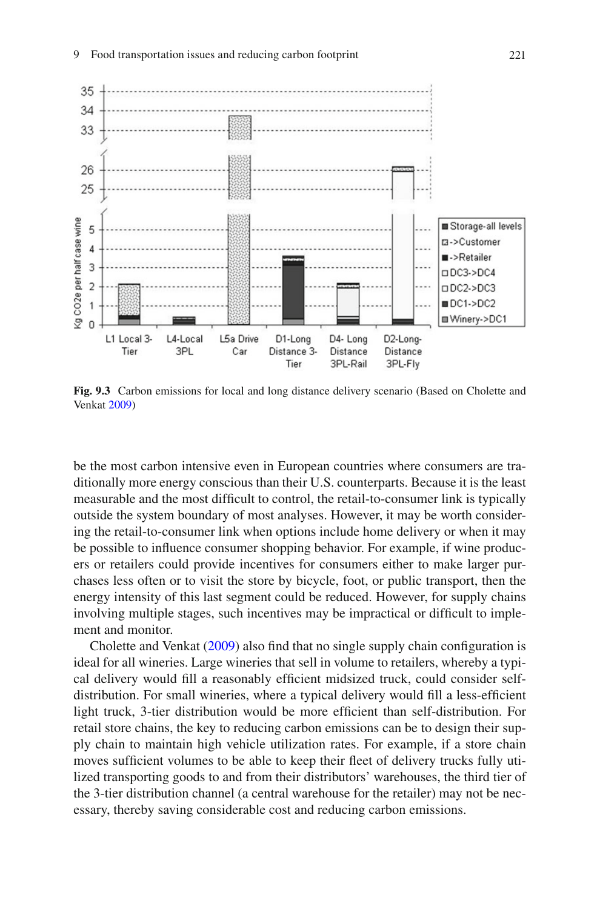Fig. 9.3 Carbon emissions for local and long distance delivery scenario (Based on Cholette and Venkat 2009)

be the most carbon intensive even in European countries where consumers are traditionally more energy conscious than their U.S. counterparts. Because it is the least measurable and the most difficult to control, the retail-to-consumer link is typically outside the system boundary of most analyses. However, it may be worth considering the retail-to-consumer link when options include home delivery or when it may be possible to influence consumer shopping behavior. For example, if wine producers or retailers could provide incentives for consumers either to make larger purchases less often or to visit the store by bicycle, foot, or public transport, then the energy intensity of this last segment could be reduced. However, for supply chains involving multiple stages, such incentives may be impractical or difficult to implement and monitor.

Cholette and Venkat (2009) also find that no single supply chain configuration is ideal for all wineries. Large wineries that sell in volume to retailers, whereby a typical delivery would fill a reasonably efficient midsized truck, could consider self-distribution. For small wineries, where a typical delivery would fill a less-efficient light truck, 3-tier distribution would be more efficient than self-distribution. For retail store chains, the key to reducing carbon emissions can be to design their supply chain to maintain high vehicle utilization rates. For example, if a store chain moves sufficient volumes to be able to keep their fleet of delivery trucks fully utilized transporting goods to and from their distributors' warehouses, the third tier of the 3-tier distribution channel (a central warehouse for the retailer) may not be necessary, thereby saving considerable cost and reducing carbon emissions.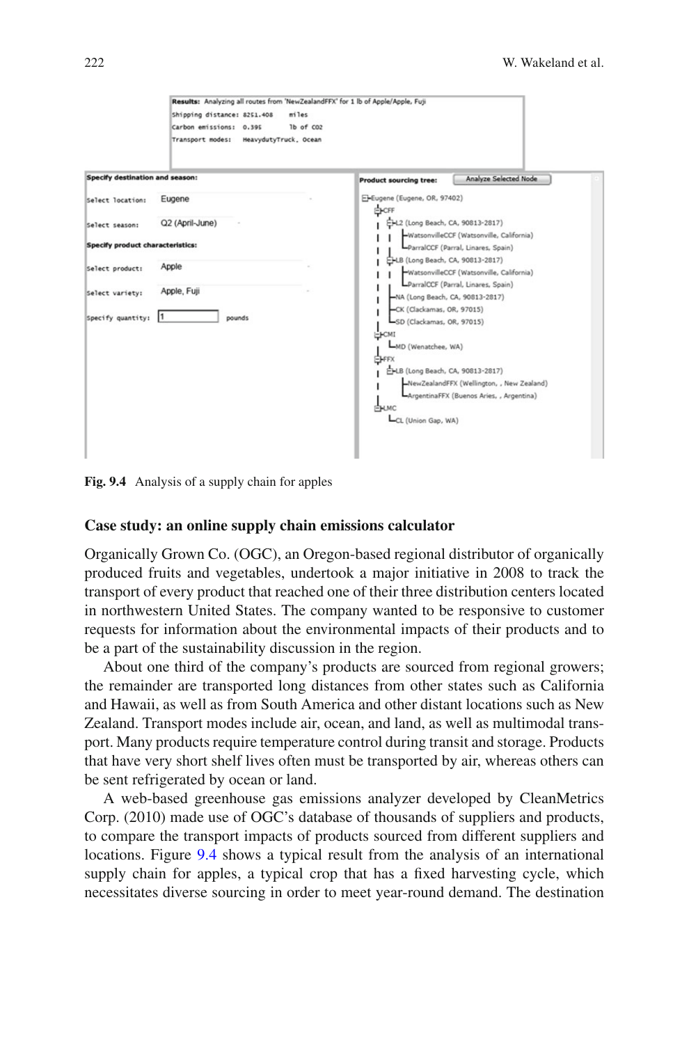Results: Analyzing all routes from 'NewZealandFFX' for 1 lb of Apple/Apple, Fuji
Shipping distance: 8251.408 miles
Carbon emissions: 0.395 lb of CO2
Transport modes: HeavydutyTruck, Ocean

Specify destination and season:

Select location: Eugene

Select season: Q2 (April-June)

Specify product characteristics:

Select product: Apple

Select variety: Apple, Fuji

Specify quantity: 1 pounds

Product sourcing tree: Analyze Selected Node

- Eugene (Eugene, OR, 97402)
  - CFF
    - L2 (Long Beach, CA, 90813-2817)
      - WatsonvilleCCF (Watsonville, California)
      - ParralCCF (Parral, Linares, Spain)
    - LB (Long Beach, CA, 90813-2817)
      - WatsonvilleCCF (Watsonville, California)
      - ParralCCF (Parral, Linares, Spain)
    - NA (Long Beach, CA, 90813-2817)
    - CK (Clackamas, OR, 97015)
    - SD (Clackamas, OR, 97015)
  - CMI
    - MD (Wenatchee, WA)
  - FFX
    - LB (Long Beach, CA, 90813-2817)
      - NewZealandFFX (Wellington, , New Zealand)
      - ArgentinaFFX (Buenos Aries, , Argentina)
  - LMC
    - CL (Union Gap, WA)

**Fig. 9.4** Analysis of a supply chain for apples

### Case study: an online supply chain emissions calculator

Organically Grown Co. (OGC), an Oregon-based regional distributor of organically produced fruits and vegetables, undertook a major initiative in 2008 to track the transport of every product that reached one of their three distribution centers located in northwestern United States. The company wanted to be responsive to customer requests for information about the environmental impacts of their products and to be a part of the sustainability discussion in the region.

About one third of the company's products are sourced from regional growers; the remainder are transported long distances from other states such as California and Hawaii, as well as from South America and other distant locations such as New Zealand. Transport modes include air, ocean, and land, as well as multimodal transport. Many products require temperature control during transit and storage. Products that have very short shelf lives often must be transported by air, whereas others can be sent refrigerated by ocean or land.

A web-based greenhouse gas emissions analyzer developed by CleanMetrics Corp. (2010) made use of OGC's database of thousands of suppliers and products, to compare the transport impacts of products sourced from different suppliers and locations. Figure 9.4 shows a typical result from the analysis of an international supply chain for apples, a typical crop that has a fixed harvesting cycle, which necessitates diverse sourcing in order to meet year-round demand. The destination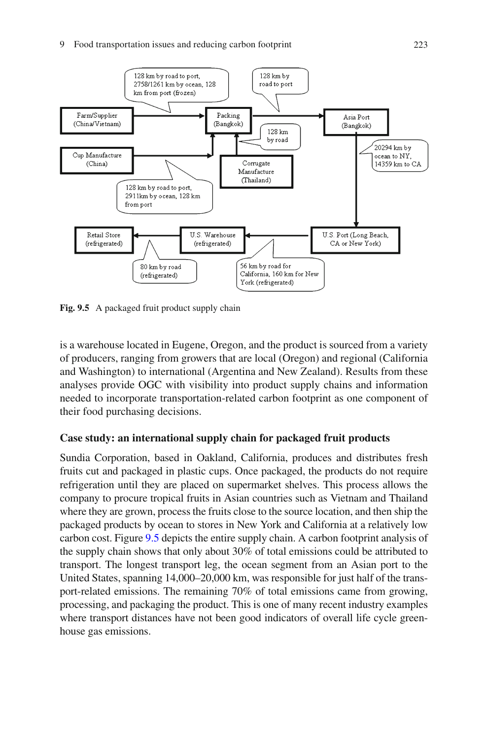Fig. 9.5 A packaged fruit product supply chain

is a warehouse located in Eugene, Oregon, and the product is sourced from a variety of producers, ranging from growers that are local (Oregon) and regional (California and Washington) to international (Argentina and New Zealand). Results from these analyses provide OGC with visibility into product supply chains and information needed to incorporate transportation-related carbon footprint as one component of their food purchasing decisions.

### Case study: an international supply chain for packaged fruit products

Sundia Corporation, based in Oakland, California, produces and distributes fresh fruits cut and packaged in plastic cups. Once packaged, the products do not require refrigeration until they are placed on supermarket shelves. This process allows the company to procure tropical fruits in Asian countries such as Vietnam and Thailand where they are grown, process the fruits close to the source location, and then ship the packaged products by ocean to stores in New York and California at a relatively low carbon cost. Figure 9.5 depicts the entire supply chain. A carbon footprint analysis of the supply chain shows that only about 30% of total emissions could be attributed to transport. The longest transport leg, the ocean segment from an Asian port to the United States, spanning 14,000–20,000 km, was responsible for just half of the transport-related emissions. The remaining 70% of total emissions came from growing, processing, and packaging the product. This is one of many recent industry examples where transport distances have not been good indicators of overall life cycle greenhouse gas emissions.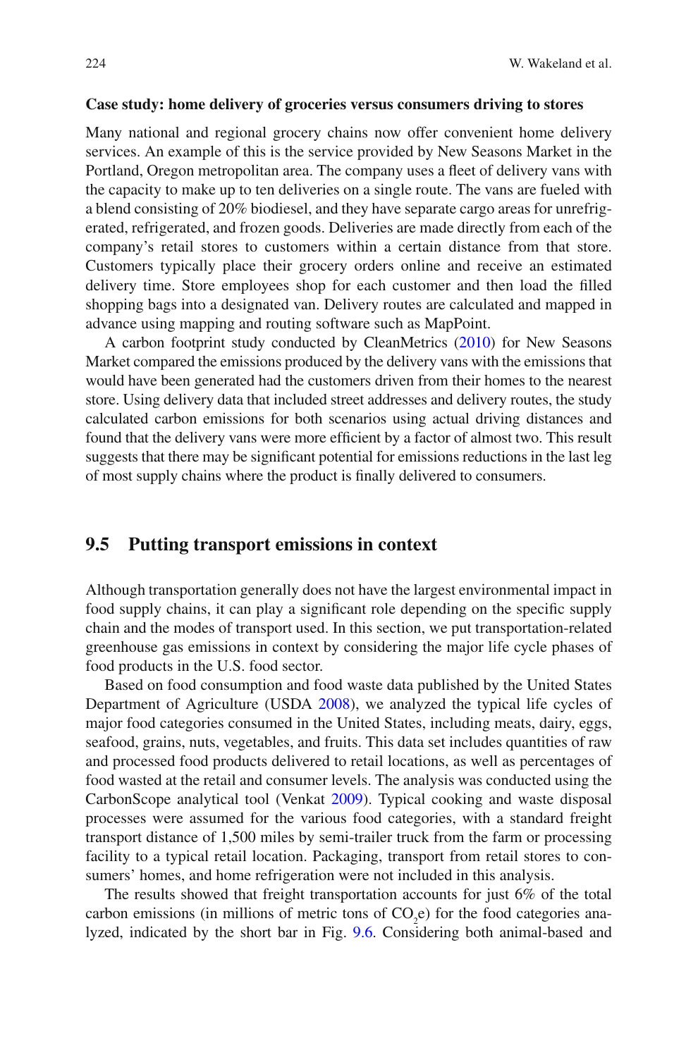**Case study: home delivery of groceries versus consumers driving to stores**

Many national and regional grocery chains now offer convenient home delivery services. An example of this is the service provided by New Seasons Market in the Portland, Oregon metropolitan area. The company uses a fleet of delivery vans with the capacity to make up to ten deliveries on a single route. The vans are fueled with a blend consisting of 20% biodiesel, and they have separate cargo areas for unrefrigerated, refrigerated, and frozen goods. Deliveries are made directly from each of the company's retail stores to customers within a certain distance from that store. Customers typically place their grocery orders online and receive an estimated delivery time. Store employees shop for each customer and then load the filled shopping bags into a designated van. Delivery routes are calculated and mapped in advance using mapping and routing software such as MapPoint.

A carbon footprint study conducted by CleanMetrics (2010) for New Seasons Market compared the emissions produced by the delivery vans with the emissions that would have been generated had the customers driven from their homes to the nearest store. Using delivery data that included street addresses and delivery routes, the study calculated carbon emissions for both scenarios using actual driving distances and found that the delivery vans were more efficient by a factor of almost two. This result suggests that there may be significant potential for emissions reductions in the last leg of most supply chains where the product is finally delivered to consumers.

## 9.5 Putting transport emissions in context

Although transportation generally does not have the largest environmental impact in food supply chains, it can play a significant role depending on the specific supply chain and the modes of transport used. In this section, we put transportation-related greenhouse gas emissions in context by considering the major life cycle phases of food products in the U.S. food sector.

Based on food consumption and food waste data published by the United States Department of Agriculture (USDA 2008), we analyzed the typical life cycles of major food categories consumed in the United States, including meats, dairy, eggs, seafood, grains, nuts, vegetables, and fruits. This data set includes quantities of raw and processed food products delivered to retail locations, as well as percentages of food wasted at the retail and consumer levels. The analysis was conducted using the CarbonScope analytical tool (Venkat 2009). Typical cooking and waste disposal processes were assumed for the various food categories, with a standard freight transport distance of 1,500 miles by semi-trailer truck from the farm or processing facility to a typical retail location. Packaging, transport from retail stores to consumers' homes, and home refrigeration were not included in this analysis.

The results showed that freight transportation accounts for just 6% of the total carbon emissions (in millions of metric tons of $CO_2e$) for the food categories analyzed, indicated by the short bar in Fig. 9.6. Considering both animal-based and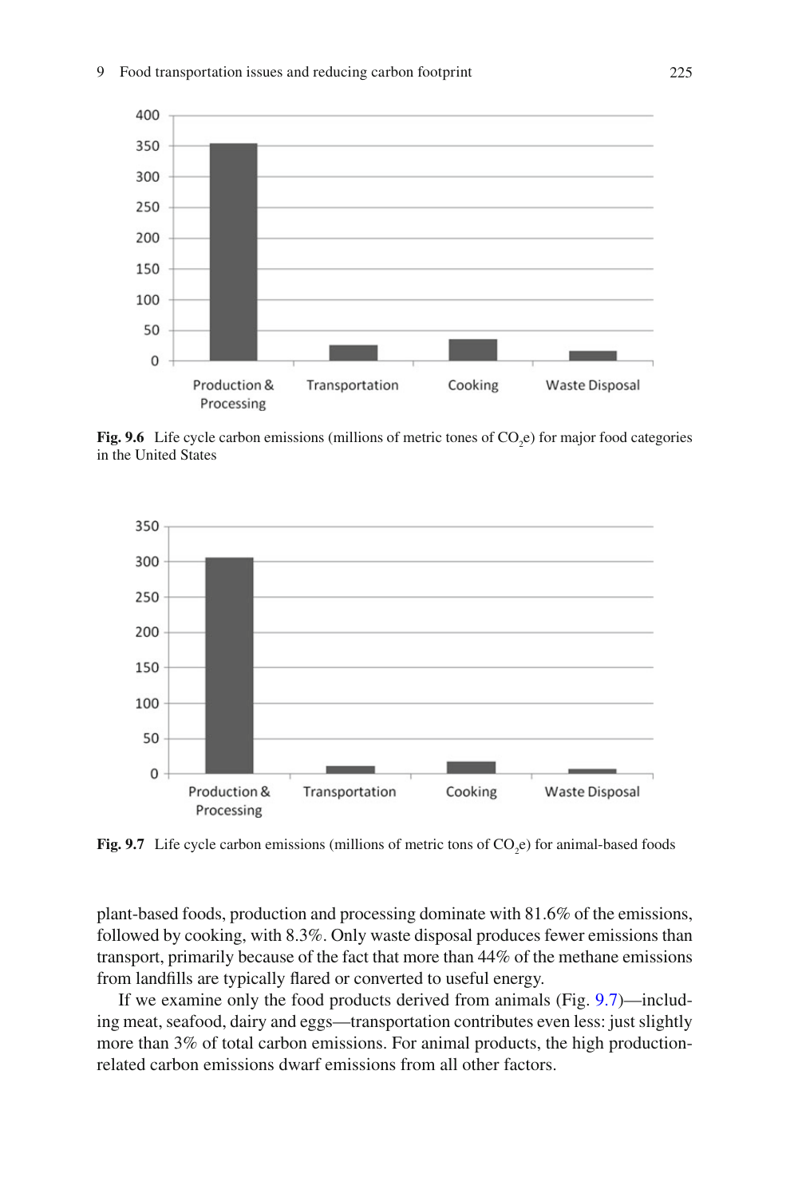**Fig. 9.6** Life cycle carbon emissions (millions of metric tones of $CO_2e$) for major food categories in the United States

**Fig. 9.7** Life cycle carbon emissions (millions of metric tons of $CO_2e$) for animal-based foods

plant-based foods, production and processing dominate with 81.6% of the emissions, followed by cooking, with 8.3%. Only waste disposal produces fewer emissions than transport, primarily because of the fact that more than 44% of the methane emissions from landfills are typically flared or converted to useful energy.

If we examine only the food products derived from animals (Fig. 9.7)—including meat, seafood, dairy and eggs—transportation contributes even less: just slightly more than 3% of total carbon emissions. For animal products, the high production-related carbon emissions dwarf emissions from all other factors.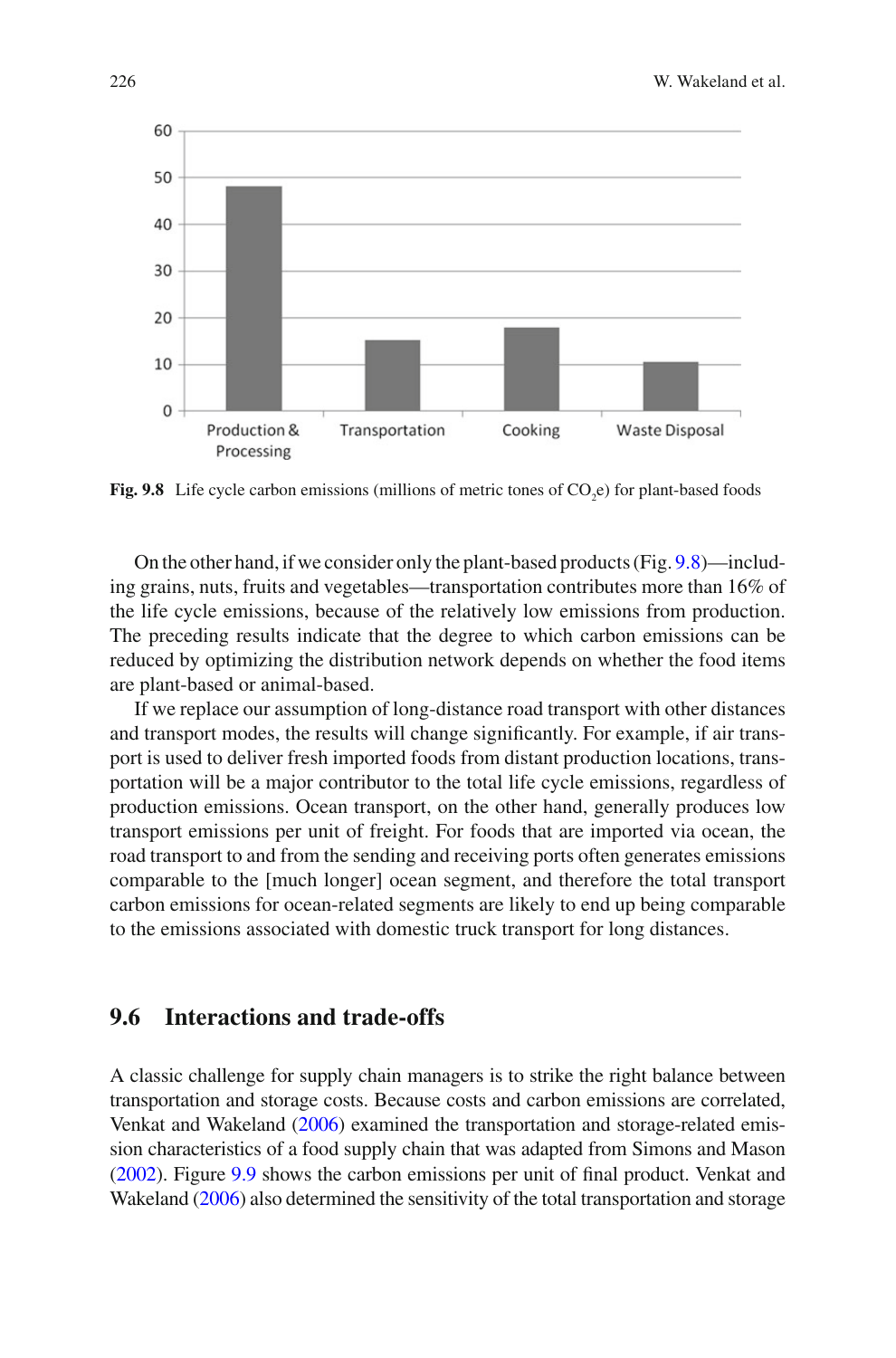Fig. 9.8 Life cycle carbon emissions (millions of metric tones of $CO_2$e) for plant-based foods

On the other hand, if we consider only the plant-based products (Fig. 9.8)—including grains, nuts, fruits and vegetables—transportation contributes more than 16% of the life cycle emissions, because of the relatively low emissions from production. The preceding results indicate that the degree to which carbon emissions can be reduced by optimizing the distribution network depends on whether the food items are plant-based or animal-based.

If we replace our assumption of long-distance road transport with other distances and transport modes, the results will change significantly. For example, if air transport is used to deliver fresh imported foods from distant production locations, transportation will be a major contributor to the total life cycle emissions, regardless of production emissions. Ocean transport, on the other hand, generally produces low transport emissions per unit of freight. For foods that are imported via ocean, the road transport to and from the sending and receiving ports often generates emissions comparable to the [much longer] ocean segment, and therefore the total transport carbon emissions for ocean-related segments are likely to end up being comparable to the emissions associated with domestic truck transport for long distances.

## 9.6 Interactions and trade-offs

A classic challenge for supply chain managers is to strike the right balance between transportation and storage costs. Because costs and carbon emissions are correlated, Venkat and Wakeland (2006) examined the transportation and storage-related emission characteristics of a food supply chain that was adapted from Simons and Mason (2002). Figure 9.9 shows the carbon emissions per unit of final product. Venkat and Wakeland (2006) also determined the sensitivity of the total transportation and storage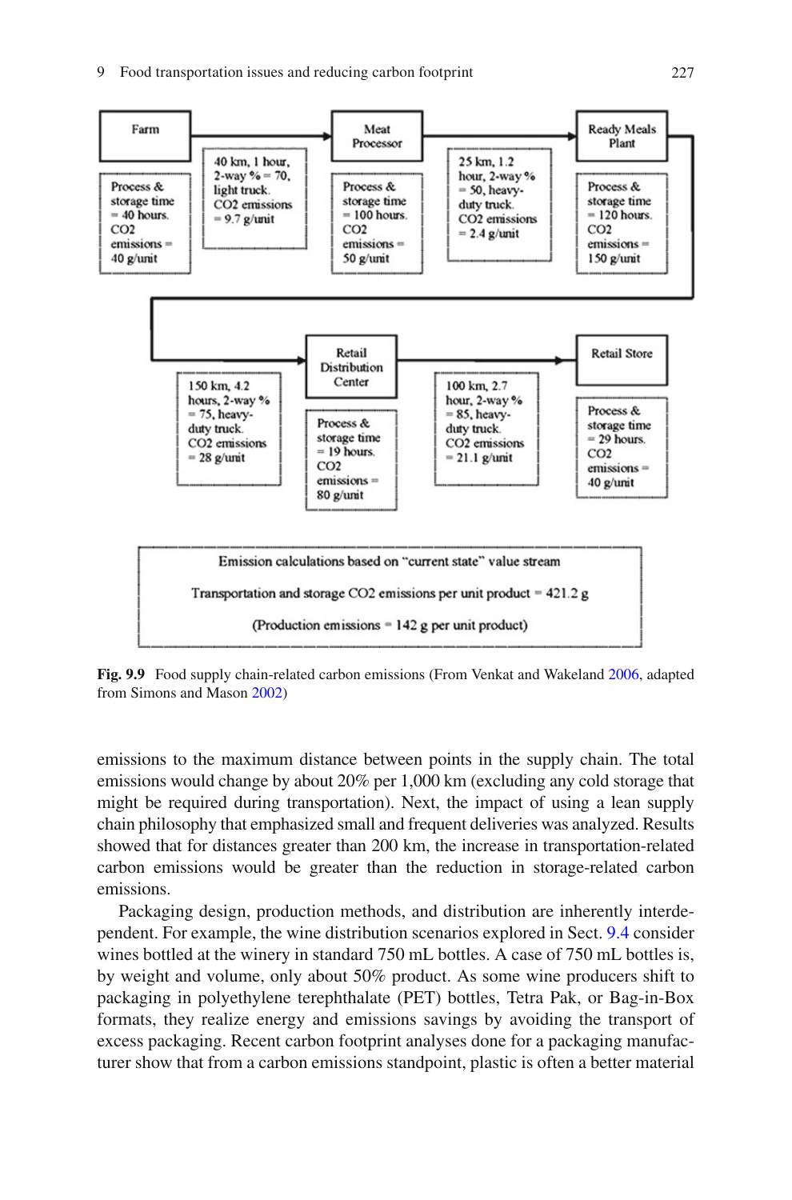Farm

Process & storage time = 40 hours. $CO_2$ emissions = 40 g/unit

40 km, 1 hour, 2-way % = 70, light truck. $CO_2$ emissions = 9.7 g/unit

Meat Processor

Process & storage time = 100 hours. $CO_2$ emissions = 50 g/unit

25 km, 1.2 hour, 2-way % = 50, heavy-duty truck. $CO_2$ emissions = 2.4 g/unit

Ready Meals Plant

Process & storage time = 120 hours. $CO_2$ emissions = 150 g/unit

150 km, 4.2 hours, 2-way % = 75, heavy-duty truck. $CO_2$ emissions = 28 g/unit

Retail Distribution Center

Process & storage time = 19 hours. $CO_2$ emissions = 80 g/unit

100 km, 2.7 hour, 2-way % = 85, heavy-duty truck. $CO_2$ emissions = 21.1 g/unit

Retail Store

Process & storage time = 29 hours. $CO_2$ emissions = 40 g/unit

Emission calculations based on "current state" value stream

Transportation and storage $CO_2$ emissions per unit product = 421.2 g

(Production emissions = 142 g per unit product)

**Fig. 9.9** Food supply chain-related carbon emissions (From Venkat and Wakeland 2006, adapted from Simons and Mason 2002)

emissions to the maximum distance between points in the supply chain. The total emissions would change by about 20% per 1,000 km (excluding any cold storage that might be required during transportation). Next, the impact of using a lean supply chain philosophy that emphasized small and frequent deliveries was analyzed. Results showed that for distances greater than 200 km, the increase in transportation-related carbon emissions would be greater than the reduction in storage-related carbon emissions.

Packaging design, production methods, and distribution are inherently interdependent. For example, the wine distribution scenarios explored in Sect. 9.4 consider wines bottled at the winery in standard 750 mL bottles. A case of 750 mL bottles is, by weight and volume, only about 50% product. As some wine producers shift to packaging in polyethylene terephthalate (PET) bottles, Tetra Pak, or Bag-in-Box formats, they realize energy and emissions savings by avoiding the transport of excess packaging. Recent carbon footprint analyses done for a packaging manufacturer show that from a carbon emissions standpoint, plastic is often a better material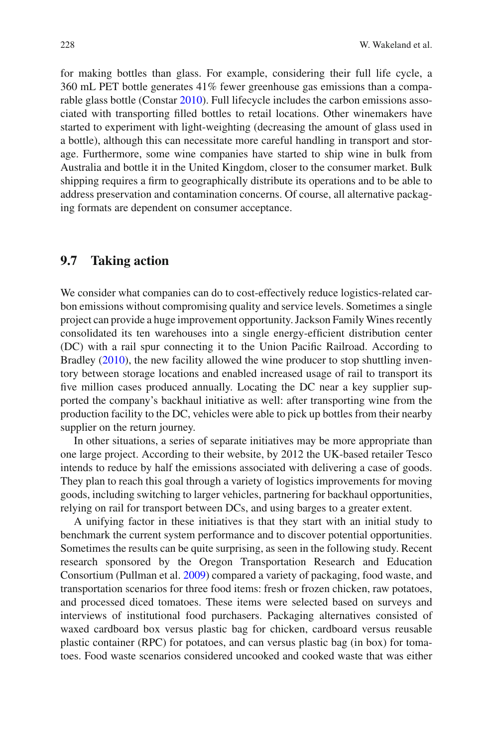for making bottles than glass. For example, considering their full life cycle, a 360 mL PET bottle generates 41% fewer greenhouse gas emissions than a comparable glass bottle (Constar 2010). Full lifecycle includes the carbon emissions associated with transporting filled bottles to retail locations. Other winemakers have started to experiment with light-weighting (decreasing the amount of glass used in a bottle), although this can necessitate more careful handling in transport and storage. Furthermore, some wine companies have started to ship wine in bulk from Australia and bottle it in the United Kingdom, closer to the consumer market. Bulk shipping requires a firm to geographically distribute its operations and to be able to address preservation and contamination concerns. Of course, all alternative packaging formats are dependent on consumer acceptance.

## 9.7 Taking action

We consider what companies can do to cost-effectively reduce logistics-related carbon emissions without compromising quality and service levels. Sometimes a single project can provide a huge improvement opportunity. Jackson Family Wines recently consolidated its ten warehouses into a single energy-efficient distribution center (DC) with a rail spur connecting it to the Union Pacific Railroad. According to Bradley (2010), the new facility allowed the wine producer to stop shuttling inventory between storage locations and enabled increased usage of rail to transport its five million cases produced annually. Locating the DC near a key supplier supported the company's backhaul initiative as well: after transporting wine from the production facility to the DC, vehicles were able to pick up bottles from their nearby supplier on the return journey.

In other situations, a series of separate initiatives may be more appropriate than one large project. According to their website, by 2012 the UK-based retailer Tesco intends to reduce by half the emissions associated with delivering a case of goods. They plan to reach this goal through a variety of logistics improvements for moving goods, including switching to larger vehicles, partnering for backhaul opportunities, relying on rail for transport between DCs, and using barges to a greater extent.

A unifying factor in these initiatives is that they start with an initial study to benchmark the current system performance and to discover potential opportunities. Sometimes the results can be quite surprising, as seen in the following study. Recent research sponsored by the Oregon Transportation Research and Education Consortium (Pullman et al. 2009) compared a variety of packaging, food waste, and transportation scenarios for three food items: fresh or frozen chicken, raw potatoes, and processed diced tomatoes. These items were selected based on surveys and interviews of institutional food purchasers. Packaging alternatives consisted of waxed cardboard box versus plastic bag for chicken, cardboard versus reusable plastic container (RPC) for potatoes, and can versus plastic bag (in box) for tomatoes. Food waste scenarios considered uncooked and cooked waste that was either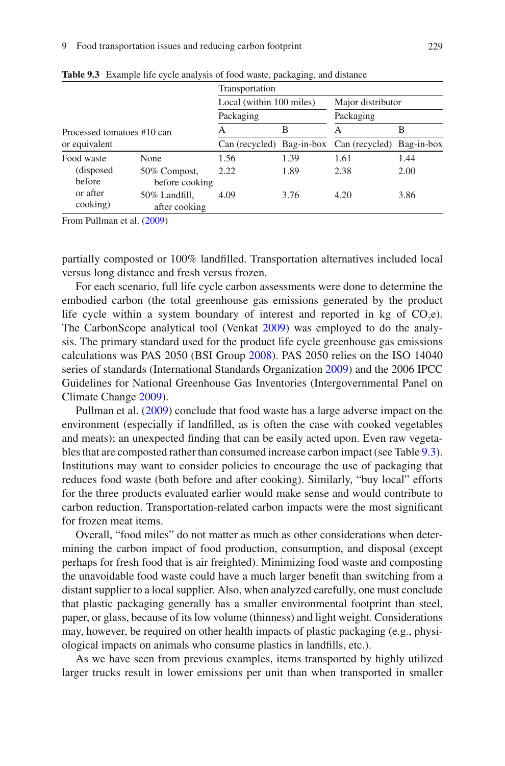**Table 9.3** Example life cycle analysis of food waste, packaging, and distance

| Processed tomatoes #10 can or equivalent | | Transportation | | | |
|---|---|---|---|---|---|
| | | Local (within 100 miles) | | Major distributor | |
| | | Packaging | | Packaging | |
| | | A | B | A | B |
| | | Can (recycled) | Bag-in-box | Can (recycled) | Bag-in-box |
| Food waste (disposed before or after cooking) | None | 1.56 | 1.39 | 1.61 | 1.44 |
| | 50% Compost, before cooking | 2.22 | 1.89 | 2.38 | 2.00 |
| | 50% Landfill, after cooking | 4.09 | 3.76 | 4.20 | 3.86 |

From Pullman et al. (2009)

partially composted or 100% landfilled. Transportation alternatives included local versus long distance and fresh versus frozen.

For each scenario, full life cycle carbon assessments were done to determine the embodied carbon (the total greenhouse gas emissions generated by the product life cycle within a system boundary of interest and reported in kg of $CO_2$e). The CarbonScope analytical tool (Venkat 2009) was employed to do the analysis. The primary standard used for the product life cycle greenhouse gas emissions calculations was PAS 2050 (BSI Group 2008). PAS 2050 relies on the ISO 14040 series of standards (International Standards Organization 2009) and the 2006 IPCC Guidelines for National Greenhouse Gas Inventories (Intergovernmental Panel on Climate Change 2009).

Pullman et al. (2009) conclude that food waste has a large adverse impact on the environment (especially if landfilled, as is often the case with cooked vegetables and meats); an unexpected finding that can be easily acted upon. Even raw vegetables that are composted rather than consumed increase carbon impact (see Table 9.3). Institutions may want to consider policies to encourage the use of packaging that reduces food waste (both before and after cooking). Similarly, "buy local" efforts for the three products evaluated earlier would make sense and would contribute to carbon reduction. Transportation-related carbon impacts were the most significant for frozen meat items.

Overall, "food miles" do not matter as much as other considerations when determining the carbon impact of food production, consumption, and disposal (except perhaps for fresh food that is air freighted). Minimizing food waste and composting the unavoidable food waste could have a much larger benefit than switching from a distant supplier to a local supplier. Also, when analyzed carefully, one must conclude that plastic packaging generally has a smaller environmental footprint than steel, paper, or glass, because of its low volume (thinness) and light weight. Considerations may, however, be required on other health impacts of plastic packaging (e.g., physiological impacts on animals who consume plastics in landfills, etc.).

As we have seen from previous examples, items transported by highly utilized larger trucks result in lower emissions per unit than when transported in smaller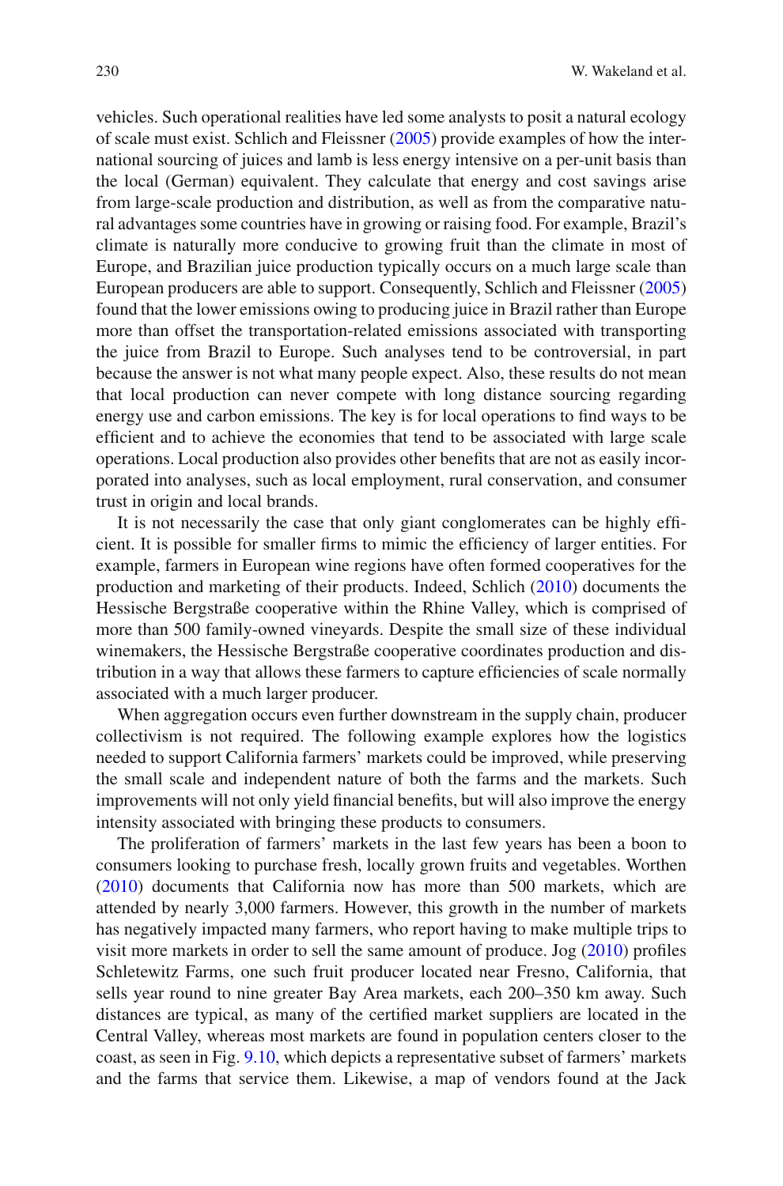vehicles. Such operational realities have led some analysts to posit a natural ecology of scale must exist. Schlich and Fleissner (2005) provide examples of how the international sourcing of juices and lamb is less energy intensive on a per-unit basis than the local (German) equivalent. They calculate that energy and cost savings arise from large-scale production and distribution, as well as from the comparative natural advantages some countries have in growing or raising food. For example, Brazil's climate is naturally more conducive to growing fruit than the climate in most of Europe, and Brazilian juice production typically occurs on a much large scale than European producers are able to support. Consequently, Schlich and Fleissner (2005) found that the lower emissions owing to producing juice in Brazil rather than Europe more than offset the transportation-related emissions associated with transporting the juice from Brazil to Europe. Such analyses tend to be controversial, in part because the answer is not what many people expect. Also, these results do not mean that local production can never compete with long distance sourcing regarding energy use and carbon emissions. The key is for local operations to find ways to be efficient and to achieve the economies that tend to be associated with large scale operations. Local production also provides other benefits that are not as easily incorporated into analyses, such as local employment, rural conservation, and consumer trust in origin and local brands.

It is not necessarily the case that only giant conglomerates can be highly efficient. It is possible for smaller firms to mimic the efficiency of larger entities. For example, farmers in European wine regions have often formed cooperatives for the production and marketing of their products. Indeed, Schlich (2010) documents the Hessische Bergstraße cooperative within the Rhine Valley, which is comprised of more than 500 family-owned vineyards. Despite the small size of these individual winemakers, the Hessische Bergstraße cooperative coordinates production and distribution in a way that allows these farmers to capture efficiencies of scale normally associated with a much larger producer.

When aggregation occurs even further downstream in the supply chain, producer collectivism is not required. The following example explores how the logistics needed to support California farmers' markets could be improved, while preserving the small scale and independent nature of both the farms and the markets. Such improvements will not only yield financial benefits, but will also improve the energy intensity associated with bringing these products to consumers.

The proliferation of farmers' markets in the last few years has been a boon to consumers looking to purchase fresh, locally grown fruits and vegetables. Worthen (2010) documents that California now has more than 500 markets, which are attended by nearly 3,000 farmers. However, this growth in the number of markets has negatively impacted many farmers, who report having to make multiple trips to visit more markets in order to sell the same amount of produce. Jog (2010) profiles Schletewitz Farms, one such fruit producer located near Fresno, California, that sells year round to nine greater Bay Area markets, each 200–350 km away. Such distances are typical, as many of the certified market suppliers are located in the Central Valley, whereas most markets are found in population centers closer to the coast, as seen in Fig. 9.10, which depicts a representative subset of farmers' markets and the farms that service them. Likewise, a map of vendors found at the Jack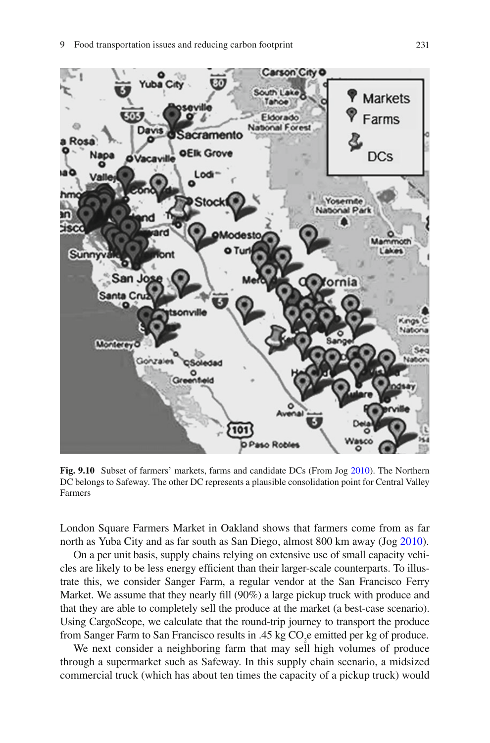Fig. 9.10 Subset of farmers' markets, farms and candidate DCs (From Jog 2010). The Northern DC belongs to Safeway. The other DC represents a plausible consolidation point for Central Valley Farmers

London Square Farmers Market in Oakland shows that farmers come from as far north as Yuba City and as far south as San Diego, almost 800 km away (Jog 2010).

On a per unit basis, supply chains relying on extensive use of small capacity vehicles are likely to be less energy efficient than their larger-scale counterparts. To illustrate this, we consider Sanger Farm, a regular vendor at the San Francisco Ferry Market. We assume that they nearly fill (90%) a large pickup truck with produce and that they are able to completely sell the produce at the market (a best-case scenario). Using CargoScope, we calculate that the round-trip journey to transport the produce from Sanger Farm to San Francisco results in .45 kg $CO_2$e emitted per kg of produce.

We next consider a neighboring farm that may sell high volumes of produce through a supermarket such as Safeway. In this supply chain scenario, a midsized commercial truck (which has about ten times the capacity of a pickup truck) would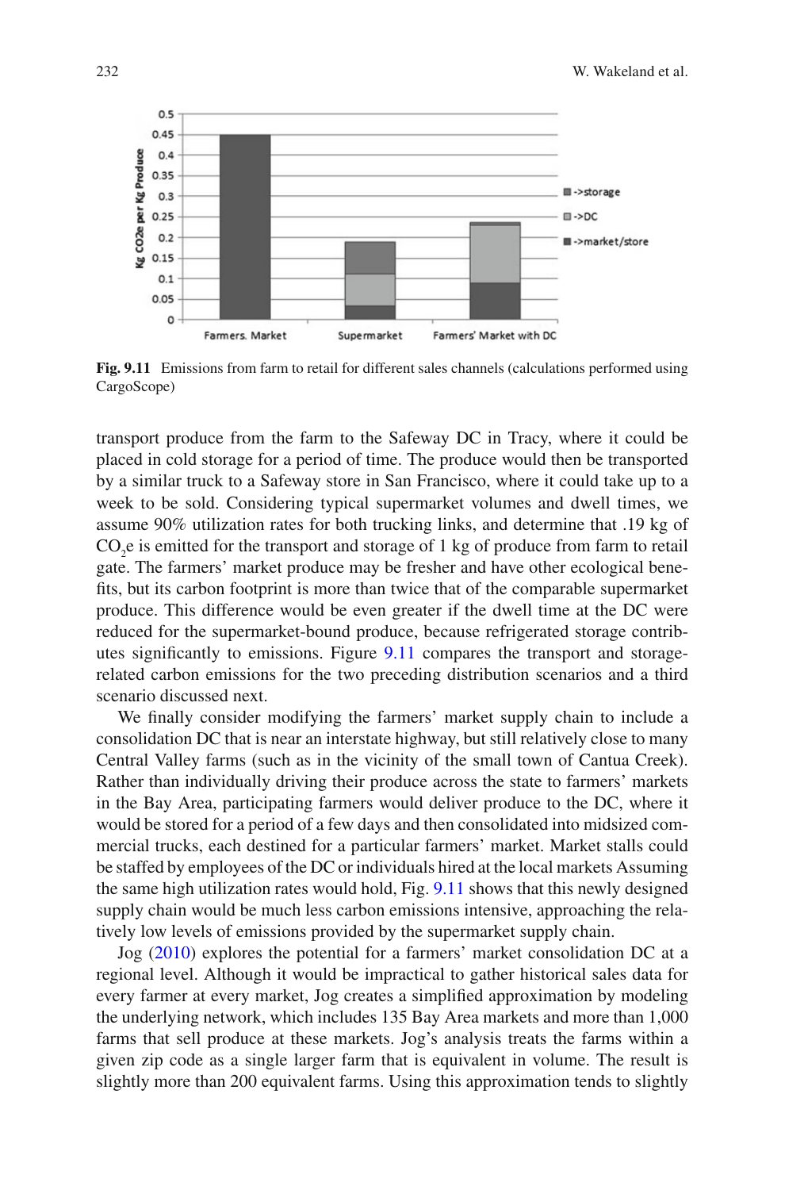Fig. 9.11 Emissions from farm to retail for different sales channels (calculations performed using CargoScope)

transport produce from the farm to the Safeway DC in Tracy, where it could be placed in cold storage for a period of time. The produce would then be transported by a similar truck to a Safeway store in San Francisco, where it could take up to a week to be sold. Considering typical supermarket volumes and dwell times, we assume 90% utilization rates for both trucking links, and determine that .19 kg of $CO_2e$ is emitted for the transport and storage of 1 kg of produce from farm to retail gate. The farmers' market produce may be fresher and have other ecological benefits, but its carbon footprint is more than twice that of the comparable supermarket produce. This difference would be even greater if the dwell time at the DC were reduced for the supermarket-bound produce, because refrigerated storage contributes significantly to emissions. Figure 9.11 compares the transport and storage-related carbon emissions for the two preceding distribution scenarios and a third scenario discussed next.

We finally consider modifying the farmers' market supply chain to include a consolidation DC that is near an interstate highway, but still relatively close to many Central Valley farms (such as in the vicinity of the small town of Cantua Creek). Rather than individually driving their produce across the state to farmers' markets in the Bay Area, participating farmers would deliver produce to the DC, where it would be stored for a period of a few days and then consolidated into midsized commercial trucks, each destined for a particular farmers' market. Market stalls could be staffed by employees of the DC or individuals hired at the local markets Assuming the same high utilization rates would hold, Fig. 9.11 shows that this newly designed supply chain would be much less carbon emissions intensive, approaching the relatively low levels of emissions provided by the supermarket supply chain.

Jog (2010) explores the potential for a farmers' market consolidation DC at a regional level. Although it would be impractical to gather historical sales data for every farmer at every market, Jog creates a simplified approximation by modeling the underlying network, which includes 135 Bay Area markets and more than 1,000 farms that sell produce at these markets. Jog's analysis treats the farms within a given zip code as a single larger farm that is equivalent in volume. The result is slightly more than 200 equivalent farms. Using this approximation tends to slightly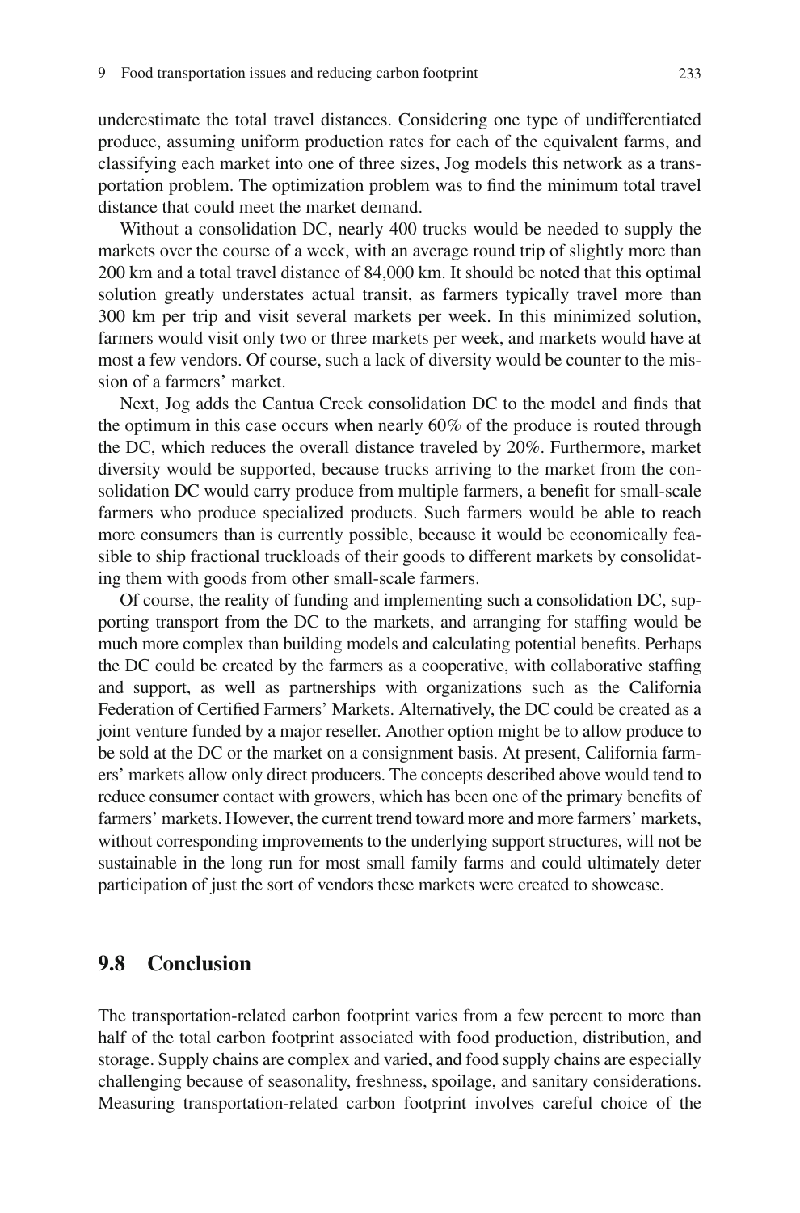underestimate the total travel distances. Considering one type of undifferentiated produce, assuming uniform production rates for each of the equivalent farms, and classifying each market into one of three sizes, Jog models this network as a transportation problem. The optimization problem was to find the minimum total travel distance that could meet the market demand.

Without a consolidation DC, nearly 400 trucks would be needed to supply the markets over the course of a week, with an average round trip of slightly more than 200 km and a total travel distance of 84,000 km. It should be noted that this optimal solution greatly understates actual transit, as farmers typically travel more than 300 km per trip and visit several markets per week. In this minimized solution, farmers would visit only two or three markets per week, and markets would have at most a few vendors. Of course, such a lack of diversity would be counter to the mission of a farmers' market.

Next, Jog adds the Cantua Creek consolidation DC to the model and finds that the optimum in this case occurs when nearly 60% of the produce is routed through the DC, which reduces the overall distance traveled by 20%. Furthermore, market diversity would be supported, because trucks arriving to the market from the consolidation DC would carry produce from multiple farmers, a benefit for small-scale farmers who produce specialized products. Such farmers would be able to reach more consumers than is currently possible, because it would be economically feasible to ship fractional truckloads of their goods to different markets by consolidating them with goods from other small-scale farmers.

Of course, the reality of funding and implementing such a consolidation DC, supporting transport from the DC to the markets, and arranging for staffing would be much more complex than building models and calculating potential benefits. Perhaps the DC could be created by the farmers as a cooperative, with collaborative staffing and support, as well as partnerships with organizations such as the California Federation of Certified Farmers' Markets. Alternatively, the DC could be created as a joint venture funded by a major reseller. Another option might be to allow produce to be sold at the DC or the market on a consignment basis. At present, California farmers' markets allow only direct producers. The concepts described above would tend to reduce consumer contact with growers, which has been one of the primary benefits of farmers' markets. However, the current trend toward more and more farmers' markets, without corresponding improvements to the underlying support structures, will not be sustainable in the long run for most small family farms and could ultimately deter participation of just the sort of vendors these markets were created to showcase.

## 9.8 Conclusion

The transportation-related carbon footprint varies from a few percent to more than half of the total carbon footprint associated with food production, distribution, and storage. Supply chains are complex and varied, and food supply chains are especially challenging because of seasonality, freshness, spoilage, and sanitary considerations. Measuring transportation-related carbon footprint involves careful choice of the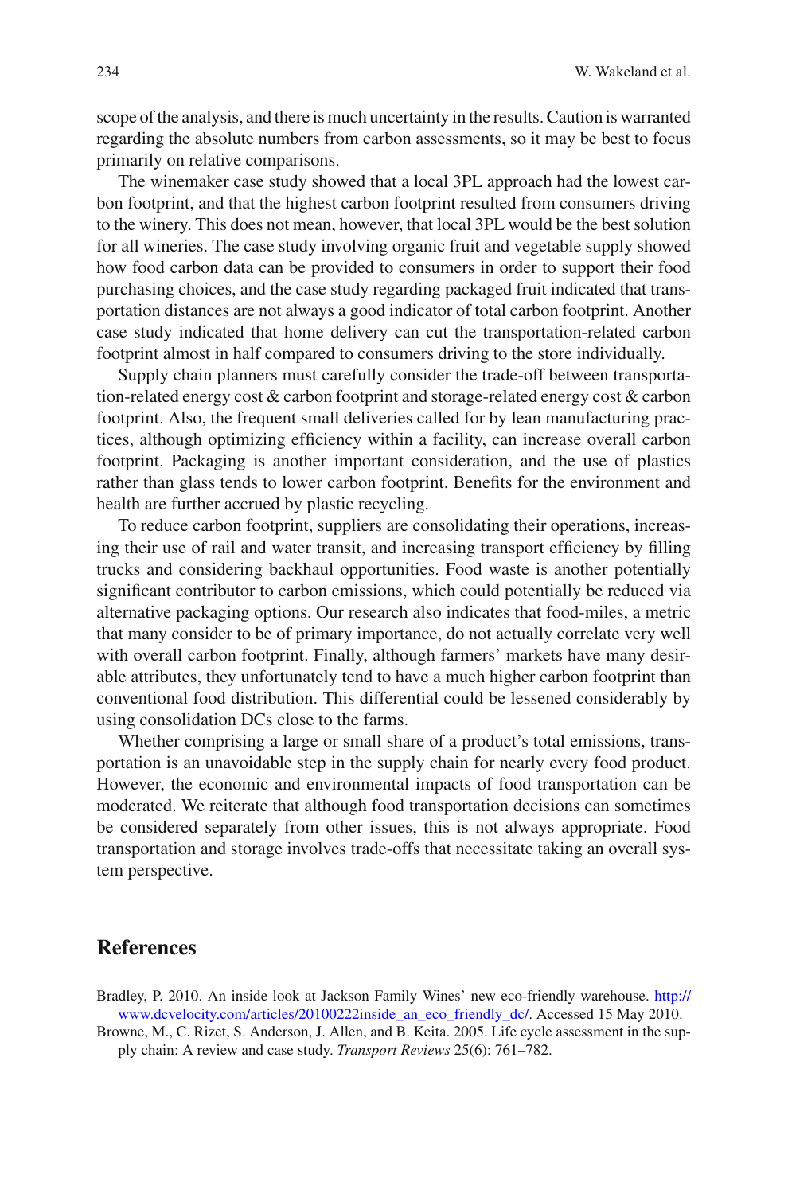scope of the analysis, and there is much uncertainty in the results. Caution is warranted regarding the absolute numbers from carbon assessments, so it may be best to focus primarily on relative comparisons.

The winemaker case study showed that a local 3PL approach had the lowest carbon footprint, and that the highest carbon footprint resulted from consumers driving to the winery. This does not mean, however, that local 3PL would be the best solution for all wineries. The case study involving organic fruit and vegetable supply showed how food carbon data can be provided to consumers in order to support their food purchasing choices, and the case study regarding packaged fruit indicated that transportation distances are not always a good indicator of total carbon footprint. Another case study indicated that home delivery can cut the transportation-related carbon footprint almost in half compared to consumers driving to the store individually.

Supply chain planners must carefully consider the trade-off between transportation-related energy cost & carbon footprint and storage-related energy cost & carbon footprint. Also, the frequent small deliveries called for by lean manufacturing practices, although optimizing efficiency within a facility, can increase overall carbon footprint. Packaging is another important consideration, and the use of plastics rather than glass tends to lower carbon footprint. Benefits for the environment and health are further accrued by plastic recycling.

To reduce carbon footprint, suppliers are consolidating their operations, increasing their use of rail and water transit, and increasing transport efficiency by filling trucks and considering backhaul opportunities. Food waste is another potentially significant contributor to carbon emissions, which could potentially be reduced via alternative packaging options. Our research also indicates that food-miles, a metric that many consider to be of primary importance, do not actually correlate very well with overall carbon footprint. Finally, although farmers' markets have many desirable attributes, they unfortunately tend to have a much higher carbon footprint than conventional food distribution. This differential could be lessened considerably by using consolidation DCs close to the farms.

Whether comprising a large or small share of a product's total emissions, transportation is an unavoidable step in the supply chain for nearly every food product. However, the economic and environmental impacts of food transportation can be moderated. We reiterate that although food transportation decisions can sometimes be considered separately from other issues, this is not always appropriate. Food transportation and storage involves trade-offs that necessitate taking an overall system perspective.

## References

Bradley, P. 2010. An inside look at Jackson Family Wines' new eco-friendly warehouse. http://www.dcvelocity.com/articles/20100222inside_an_eco_friendly_dc/. Accessed 15 May 2010.

Browne, M., C. Rizet, S. Anderson, J. Allen, and B. Keita. 2005. Life cycle assessment in the supply chain: A review and case study. *Transport Reviews* 25(6): 761–782.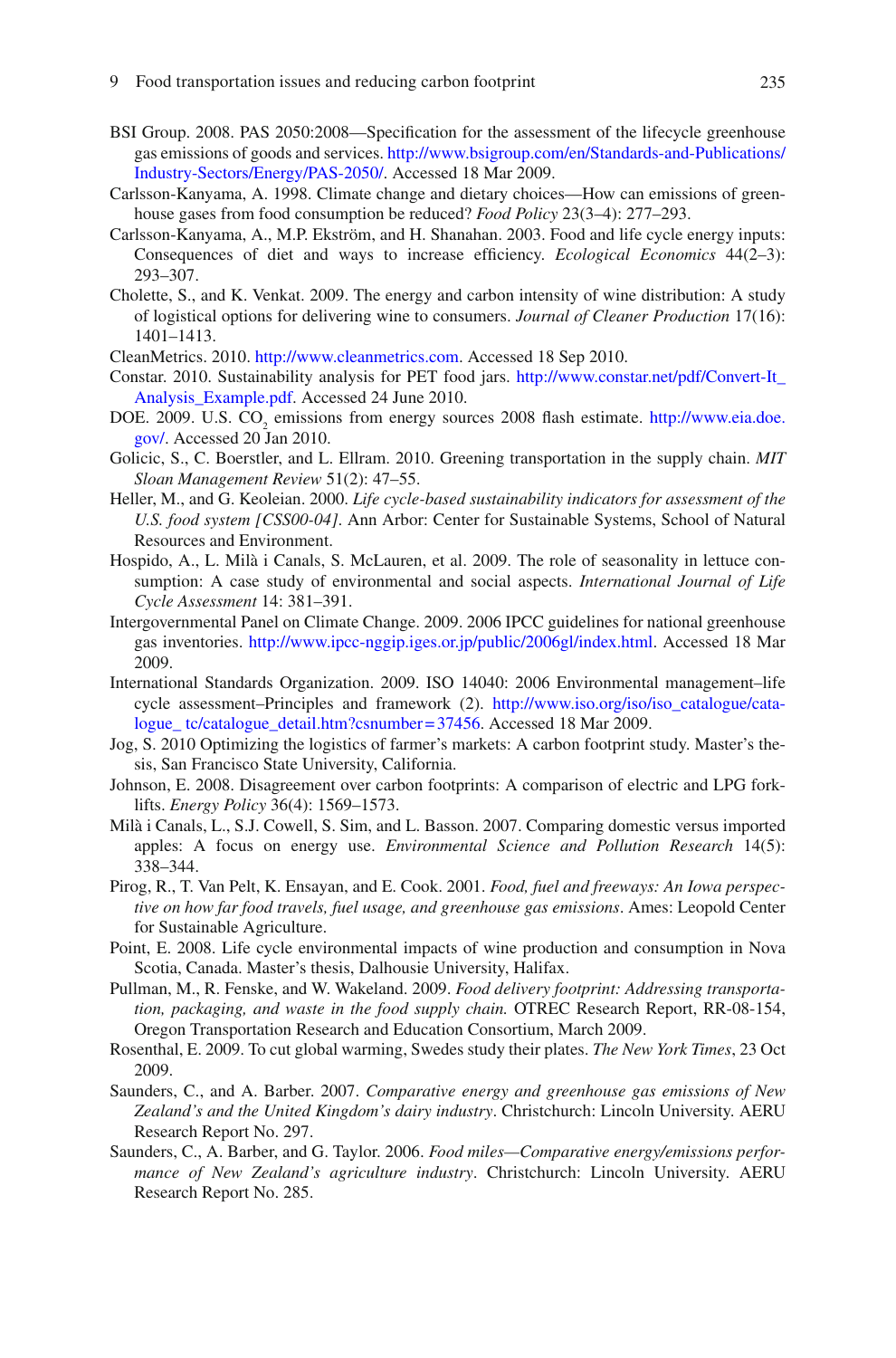BSI Group. 2008. PAS 2050:2008—Specification for the assessment of the lifecycle greenhouse gas emissions of goods and services. http://www.bsigroup.com/en/Standards-and-Publications/Industry-Sectors/Energy/PAS-2050/. Accessed 18 Mar 2009.

Carlsson-Kanyama, A. 1998. Climate change and dietary choices—How can emissions of greenhouse gases from food consumption be reduced? *Food Policy* 23(3–4): 277–293.

Carlsson-Kanyama, A., M.P. Ekström, and H. Shanahan. 2003. Food and life cycle energy inputs: Consequences of diet and ways to increase efficiency. *Ecological Economics* 44(2–3): 293–307.

Cholette, S., and K. Venkat. 2009. The energy and carbon intensity of wine distribution: A study of logistical options for delivering wine to consumers. *Journal of Cleaner Production* 17(16): 1401–1413.

CleanMetrics. 2010. http://www.cleanmetrics.com. Accessed 18 Sep 2010.

Constar. 2010. Sustainability analysis for PET food jars. http://www.constar.net/pdf/Convert-It_Analysis_Example.pdf. Accessed 24 June 2010.

DOE. 2009. U.S. $CO_2$ emissions from energy sources 2008 flash estimate. http://www.eia.doe.gov/. Accessed 20 Jan 2010.

Golicic, S., C. Boerstler, and L. Ellram. 2010. Greening transportation in the supply chain. *MIT Sloan Management Review* 51(2): 47–55.

Heller, M., and G. Keoleian. 2000. *Life cycle-based sustainability indicators for assessment of the U.S. food system [CSS00-04]*. Ann Arbor: Center for Sustainable Systems, School of Natural Resources and Environment.

Hospido, A., L. Milà i Canals, S. McLauren, et al. 2009. The role of seasonality in lettuce consumption: A case study of environmental and social aspects. *International Journal of Life Cycle Assessment* 14: 381–391.

Intergovernmental Panel on Climate Change. 2009. 2006 IPCC guidelines for national greenhouse gas inventories. http://www.ipcc-nggip.iges.or.jp/public/2006gl/index.html. Accessed 18 Mar 2009.

International Standards Organization. 2009. ISO 14040: 2006 Environmental management–life cycle assessment–Principles and framework (2). http://www.iso.org/iso/iso_catalogue/catalogue_tc/catalogue_detail.htm?csnumber=37456. Accessed 18 Mar 2009.

Jog, S. 2010 Optimizing the logistics of farmer's markets: A carbon footprint study. Master's thesis, San Francisco State University, California.

Johnson, E. 2008. Disagreement over carbon footprints: A comparison of electric and LPG forklifts. *Energy Policy* 36(4): 1569–1573.

Milà i Canals, L., S.J. Cowell, S. Sim, and L. Basson. 2007. Comparing domestic versus imported apples: A focus on energy use. *Environmental Science and Pollution Research* 14(5): 338–344.

Pirog, R., T. Van Pelt, K. Ensayan, and E. Cook. 2001. *Food, fuel and freeways: An Iowa perspective on how far food travels, fuel usage, and greenhouse gas emissions*. Ames: Leopold Center for Sustainable Agriculture.

Point, E. 2008. Life cycle environmental impacts of wine production and consumption in Nova Scotia, Canada. Master's thesis, Dalhousie University, Halifax.

Pullman, M., R. Fenske, and W. Wakeland. 2009. *Food delivery footprint: Addressing transportation, packaging, and waste in the food supply chain.* OTREC Research Report, RR-08-154, Oregon Transportation Research and Education Consortium, March 2009.

Rosenthal, E. 2009. To cut global warming, Swedes study their plates. *The New York Times*, 23 Oct 2009.

Saunders, C., and A. Barber. 2007. *Comparative energy and greenhouse gas emissions of New Zealand's and the United Kingdom's dairy industry*. Christchurch: Lincoln University. AERU Research Report No. 297.

Saunders, C., A. Barber, and G. Taylor. 2006. *Food miles—Comparative energy/emissions performance of New Zealand's agriculture industry*. Christchurch: Lincoln University. AERU Research Report No. 285.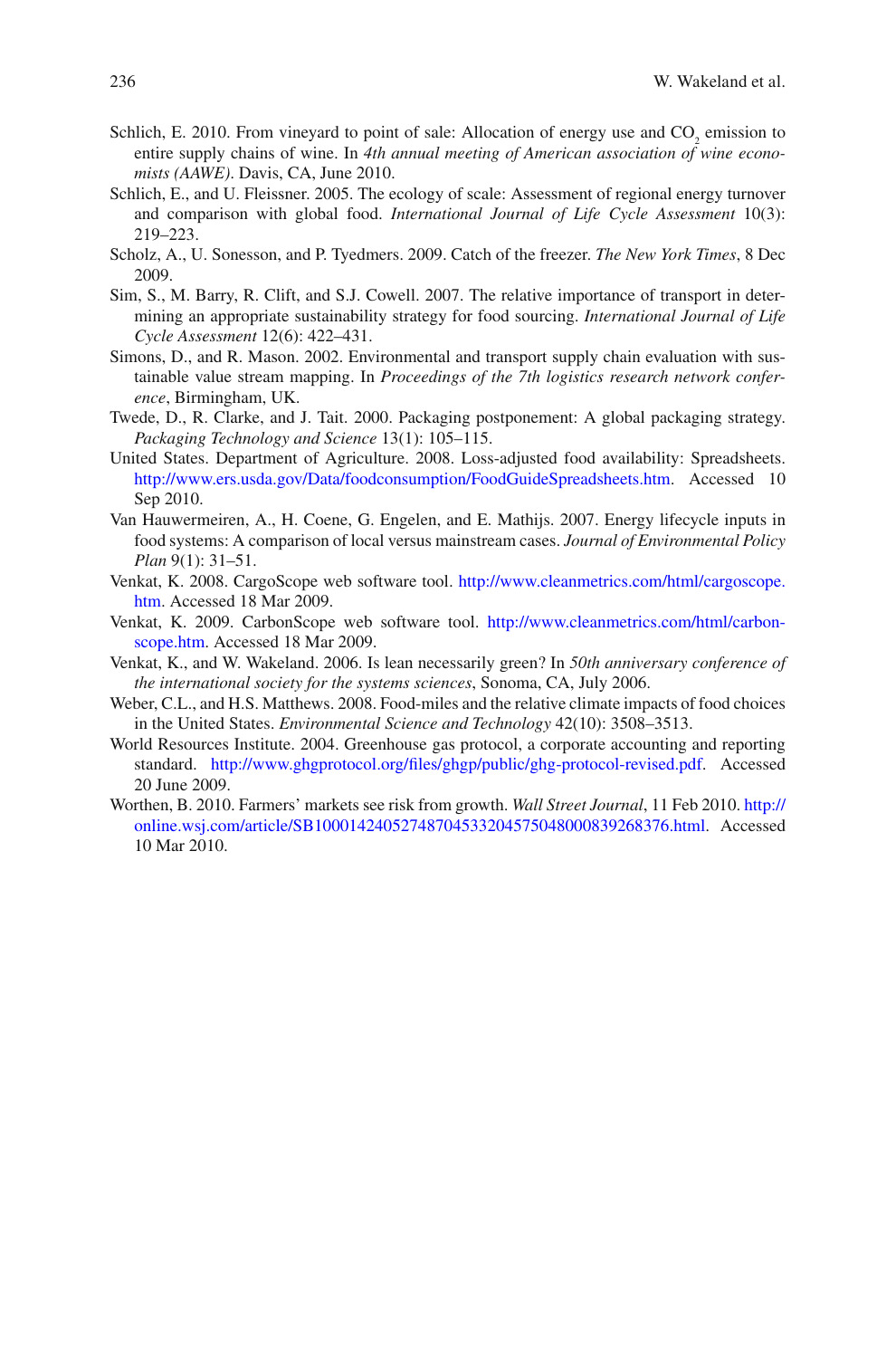Schlich, E. 2010. From vineyard to point of sale: Allocation of energy use and $CO_2$ emission to entire supply chains of wine. In *4th annual meeting of American association of wine economists (AAWE)*. Davis, CA, June 2010.

Schlich, E., and U. Fleissner. 2005. The ecology of scale: Assessment of regional energy turnover and comparison with global food. *International Journal of Life Cycle Assessment* 10(3): 219–223.

Scholz, A., U. Sonesson, and P. Tyedmers. 2009. Catch of the freezer. *The New York Times*, 8 Dec 2009.

Sim, S., M. Barry, R. Clift, and S.J. Cowell. 2007. The relative importance of transport in determining an appropriate sustainability strategy for food sourcing. *International Journal of Life Cycle Assessment* 12(6): 422–431.

Simons, D., and R. Mason. 2002. Environmental and transport supply chain evaluation with sustainable value stream mapping. In *Proceedings of the 7th logistics research network conference*, Birmingham, UK.

Twede, D., R. Clarke, and J. Tait. 2000. Packaging postponement: A global packaging strategy. *Packaging Technology and Science* 13(1): 105–115.

United States. Department of Agriculture. 2008. Loss-adjusted food availability: Spreadsheets. http://www.ers.usda.gov/Data/foodconsumption/FoodGuideSpreadsheets.htm. Accessed 10 Sep 2010.

Van Hauwermeiren, A., H. Coene, G. Engelen, and E. Mathijs. 2007. Energy lifecycle inputs in food systems: A comparison of local versus mainstream cases. *Journal of Environmental Policy Plan* 9(1): 31–51.

Venkat, K. 2008. CargoScope web software tool. http://www.cleanmetrics.com/html/cargoscope.htm. Accessed 18 Mar 2009.

Venkat, K. 2009. CarbonScope web software tool. http://www.cleanmetrics.com/html/carbonscope.htm. Accessed 18 Mar 2009.

Venkat, K., and W. Wakeland. 2006. Is lean necessarily green? In *50th anniversary conference of the international society for the systems sciences*, Sonoma, CA, July 2006.

Weber, C.L., and H.S. Matthews. 2008. Food-miles and the relative climate impacts of food choices in the United States. *Environmental Science and Technology* 42(10): 3508–3513.

World Resources Institute. 2004. Greenhouse gas protocol, a corporate accounting and reporting standard. http://www.ghgprotocol.org/files/ghgp/public/ghg-protocol-revised.pdf. Accessed 20 June 2009.

Worthen, B. 2010. Farmers' markets see risk from growth. *Wall Street Journal*, 11 Feb 2010. http://online.wsj.com/article/SB10001424052748704533204575048000839268376.html. Accessed 10 Mar 2010.